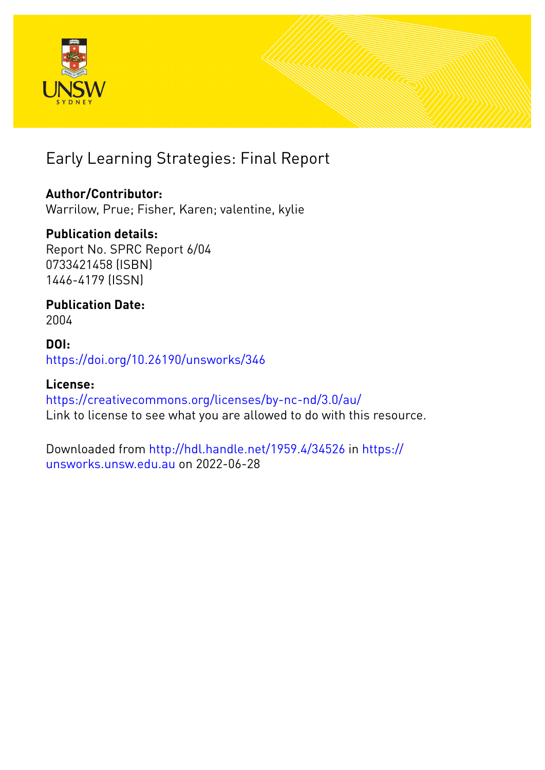# Early Learning Strategies: Final Report

**Author/Contributor:**
Warrilow, Prue; Fisher, Karen; valentine, kylie

**Publication details:**
Report No. SPRC Report 6/04
0733421458 (ISBN)
1446-4179 (ISSN)

**Publication Date:**
2004

**DOI:**
https://doi.org/10.26190/unsworks/346

**License:**
https://creativecommons.org/licenses/by-nc-nd/3.0/au/
Link to license to see what you are allowed to do with this resource.

Downloaded from http://hdl.handle.net/1959.4/34526 in https://unsworks.unsw.edu.au on 2022-06-28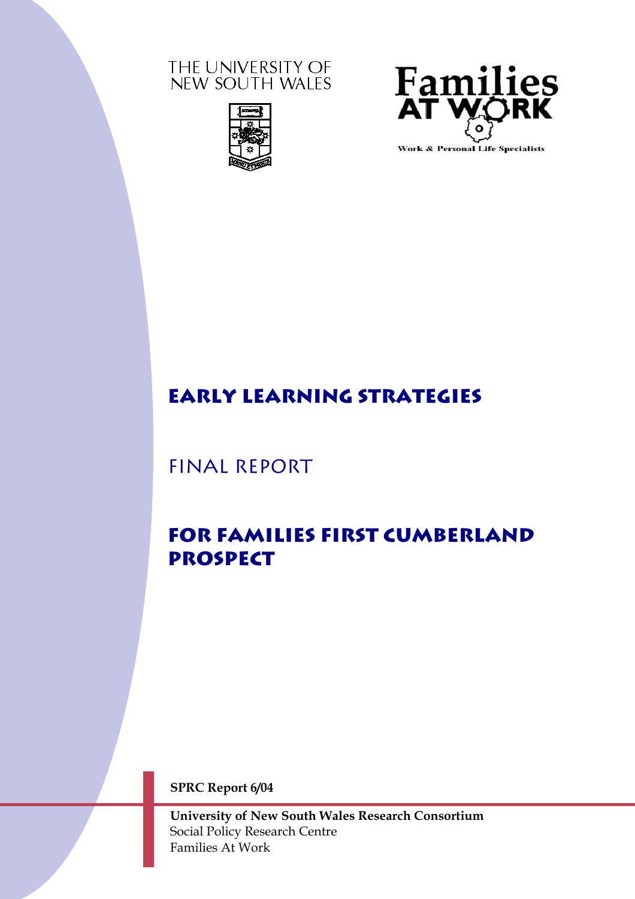THE UNIVERSITY OF NEW SOUTH WALES

Families AT WORK

Work & Personal Life Specialists

# EARLY LEARNING STRATEGIES

## FINAL REPORT

## FOR FAMILIES FIRST CUMBERLAND PROSPECT

**SPRC Report 6/04**

**University of New South Wales Research Consortium**
Social Policy Research Centre
Families At Work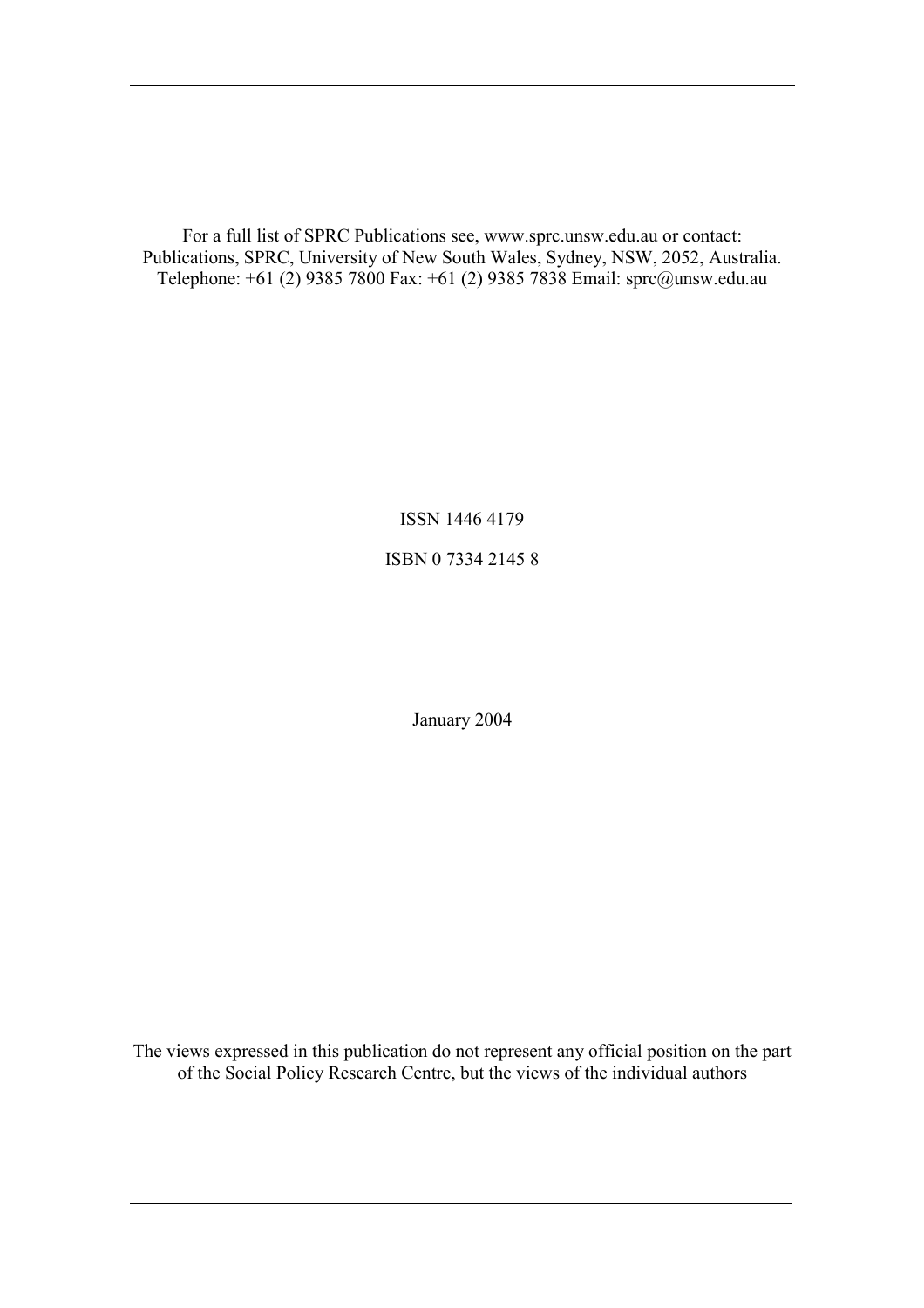For a full list of SPRC Publications see, www.sprc.unsw.edu.au or contact:
Publications, SPRC, University of New South Wales, Sydney, NSW, 2052, Australia.
Telephone: +61 (2) 9385 7800 Fax: +61 (2) 9385 7838 Email: sprc@unsw.edu.au

ISSN 1446 4179

ISBN 0 7334 2145 8

January 2004

The views expressed in this publication do not represent any official position on the part of the Social Policy Research Centre, but the views of the individual authors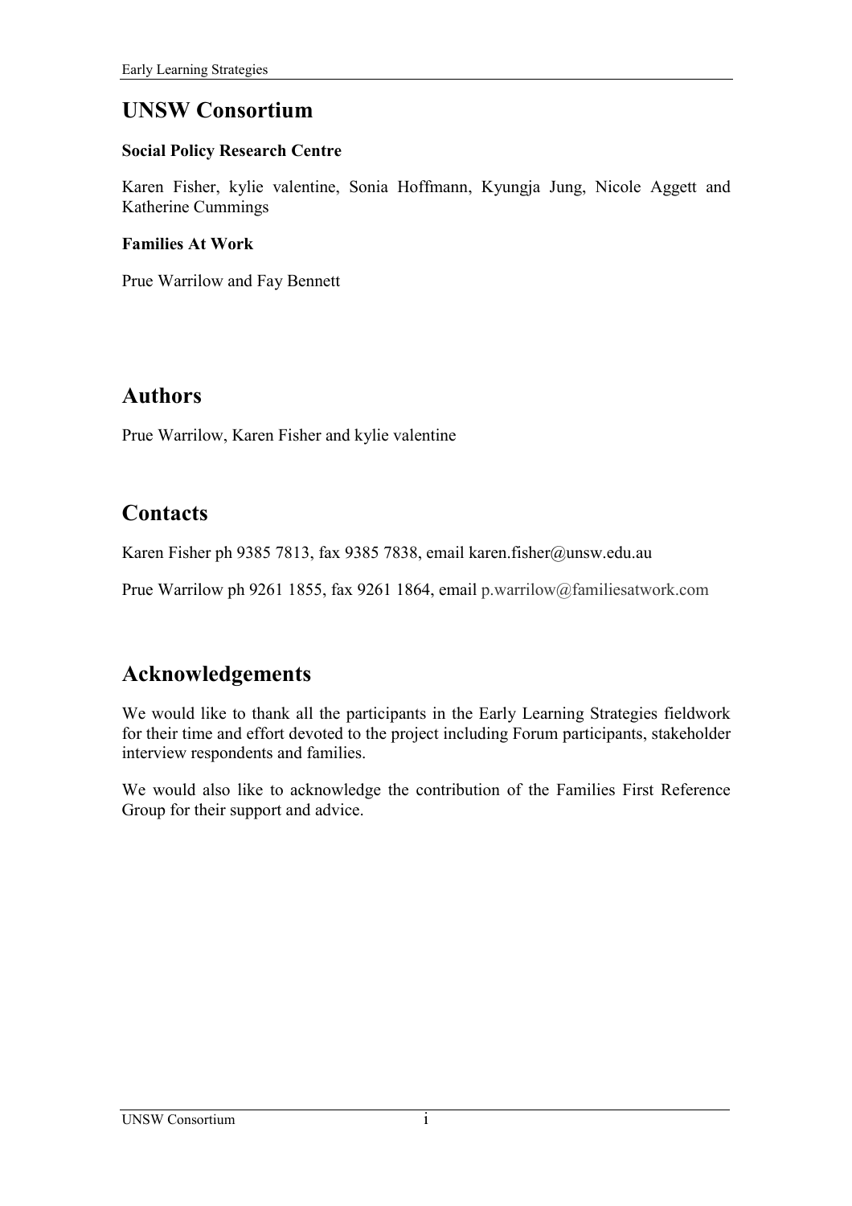## UNSW Consortium

**Social Policy Research Centre**

Karen Fisher, kylie valentine, Sonia Hoffmann, Kyungja Jung, Nicole Aggett and Katherine Cummings

**Families At Work**

Prue Warrilow and Fay Bennett

## Authors

Prue Warrilow, Karen Fisher and kylie valentine

## Contacts

Karen Fisher ph 9385 7813, fax 9385 7838, email karen.fisher@unsw.edu.au

Prue Warrilow ph 9261 1855, fax 9261 1864, email p.warrilow@familiesatwork.com

## Acknowledgements

We would like to thank all the participants in the Early Learning Strategies fieldwork for their time and effort devoted to the project including Forum participants, stakeholder interview respondents and families.

We would also like to acknowledge the contribution of the Families First Reference Group for their support and advice.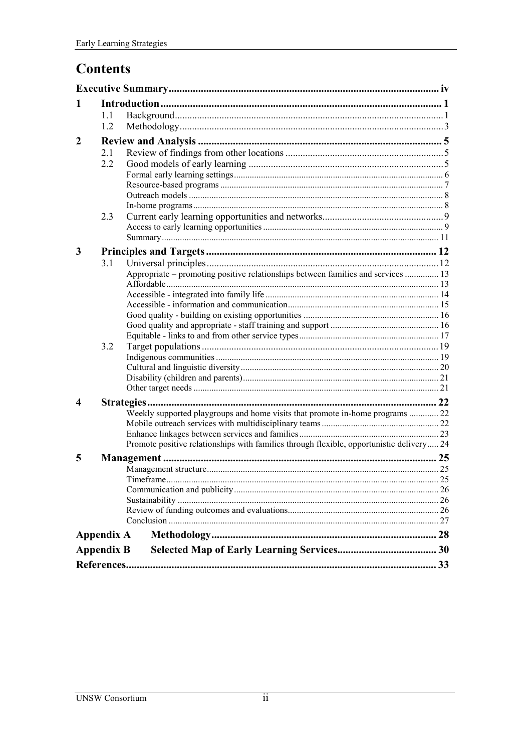# Contents

| | | |
|---|---|---|
| **Executive Summary** | | **iv** |
| **1** | **Introduction** | **1** |
| 1.1 | Background | 1 |
| 1.2 | Methodology | 3 |
| **2** | **Review and Analysis** | **5** |
| 2.1 | Review of findings from other locations | 5 |
| 2.2 | Good models of early learning | 5 |
| | Formal early learning settings | 6 |
| | Resource-based programs | 7 |
| | Outreach models | 8 |
| | In-home programs | 8 |
| 2.3 | Current early learning opportunities and networks | 9 |
| | Access to early learning opportunities | 9 |
| | Summary | 11 |
| **3** | **Principles and Targets** | **12** |
| 3.1 | Universal principles | 12 |
| | Appropriate – promoting positive relationships between families and services | 13 |
| | Affordable | 13 |
| | Accessible - integrated into family life | 14 |
| | Accessible - information and communication | 15 |
| | Good quality - building on existing opportunities | 16 |
| | Good quality and appropriate - staff training and support | 16 |
| | Equitable - links to and from other service types | 17 |
| 3.2 | Target populations | 19 |
| | Indigenous communities | 19 |
| | Cultural and linguistic diversity | 20 |
| | Disability (children and parents) | 21 |
| | Other target needs | 21 |
| **4** | **Strategies** | **22** |
| | Weekly supported playgroups and home visits that promote in-home programs | 22 |
| | Mobile outreach services with multidisciplinary teams | 22 |
| | Enhance linkages between services and families | 23 |
| | Promote positive relationships with families through flexible, opportunistic delivery | 24 |
| **5** | **Management** | **25** |
| | Management structure | 25 |
| | Timeframe | 25 |
| | Communication and publicity | 26 |
| | Sustainability | 26 |
| | Review of funding outcomes and evaluations | 26 |
| | Conclusion | 27 |
| **Appendix A** | **Methodology** | **28** |
| **Appendix B** | **Selected Map of Early Learning Services** | **30** |
| **References** | | **33** |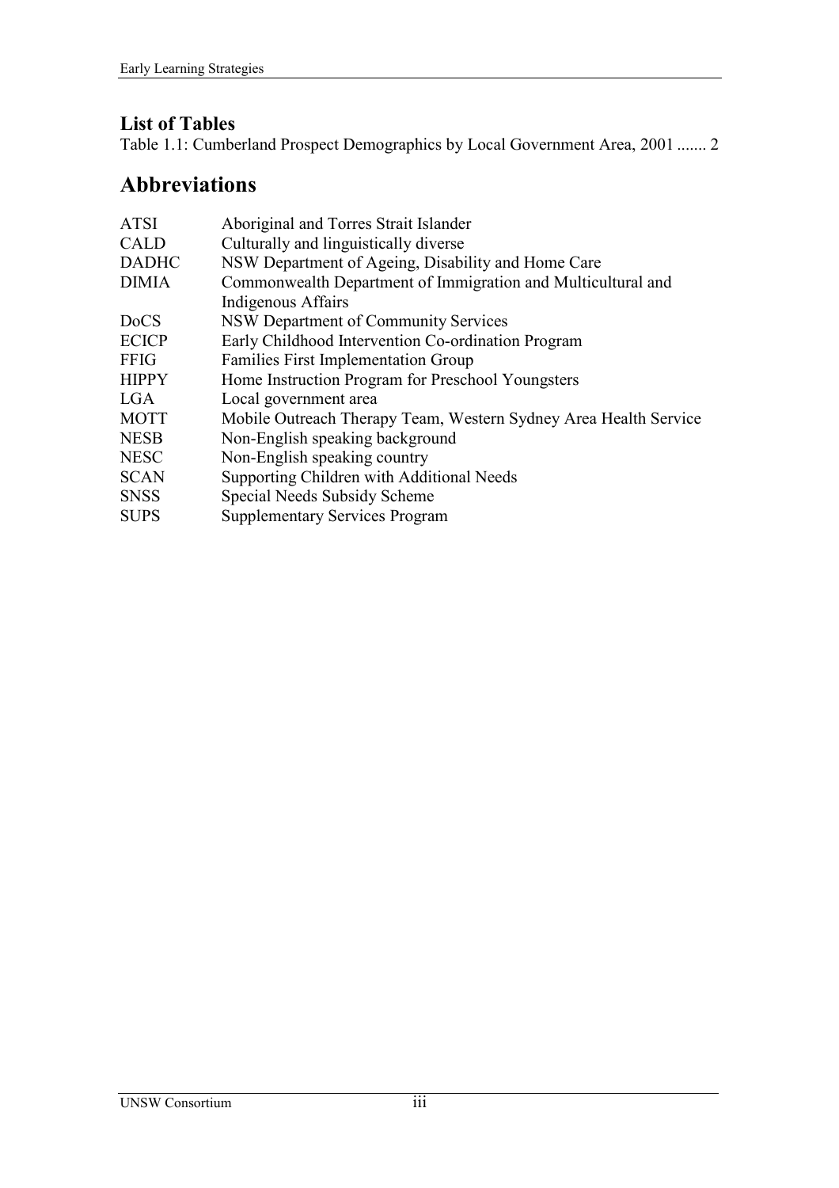## List of Tables

Table 1.1: Cumberland Prospect Demographics by Local Government Area, 2001 ....... 2

# Abbreviations

| | |
|---|---|
| ATSI | Aboriginal and Torres Strait Islander |
| CALD | Culturally and linguistically diverse |
| DADHC | NSW Department of Ageing, Disability and Home Care |
| DIMIA | Commonwealth Department of Immigration and Multicultural and Indigenous Affairs |
| DoCS | NSW Department of Community Services |
| ECICP | Early Childhood Intervention Co-ordination Program |
| FFIG | Families First Implementation Group |
| HIPPY | Home Instruction Program for Preschool Youngsters |
| LGA | Local government area |
| MOTT | Mobile Outreach Therapy Team, Western Sydney Area Health Service |
| NESB | Non-English speaking background |
| NESC | Non-English speaking country |
| SCAN | Supporting Children with Additional Needs |
| SNSS | Special Needs Subsidy Scheme |
| SUPS | Supplementary Services Program |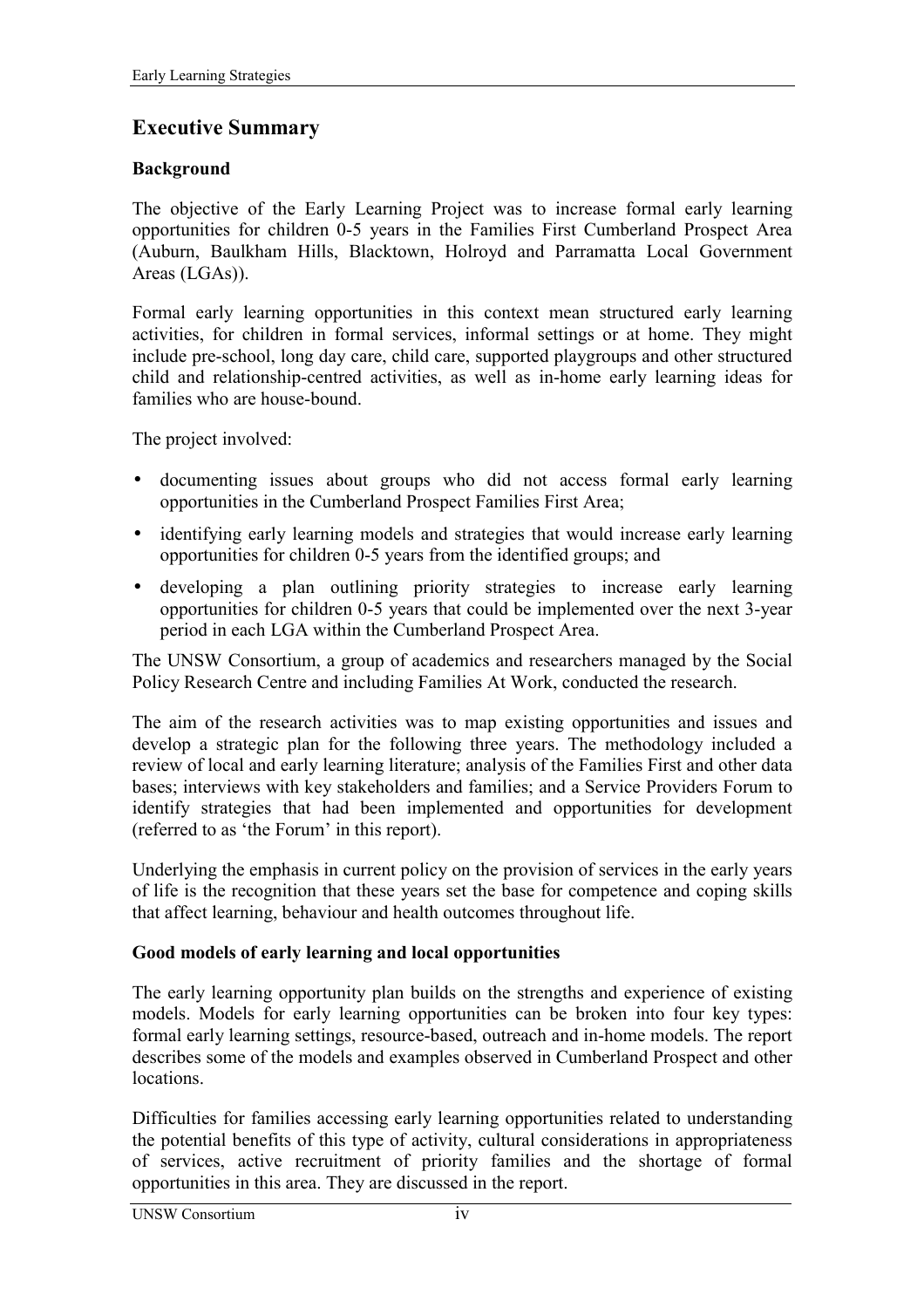## Executive Summary

### Background

The objective of the Early Learning Project was to increase formal early learning opportunities for children 0-5 years in the Families First Cumberland Prospect Area (Auburn, Baulkham Hills, Blacktown, Holroyd and Parramatta Local Government Areas (LGAs)).

Formal early learning opportunities in this context mean structured early learning activities, for children in formal services, informal settings or at home. They might include pre-school, long day care, child care, supported playgroups and other structured child and relationship-centred activities, as well as in-home early learning ideas for families who are house-bound.

The project involved:

- documenting issues about groups who did not access formal early learning opportunities in the Cumberland Prospect Families First Area;
- identifying early learning models and strategies that would increase early learning opportunities for children 0-5 years from the identified groups; and
- developing a plan outlining priority strategies to increase early learning opportunities for children 0-5 years that could be implemented over the next 3-year period in each LGA within the Cumberland Prospect Area.

The UNSW Consortium, a group of academics and researchers managed by the Social Policy Research Centre and including Families At Work, conducted the research.

The aim of the research activities was to map existing opportunities and issues and develop a strategic plan for the following three years. The methodology included a review of local and early learning literature; analysis of the Families First and other data bases; interviews with key stakeholders and families; and a Service Providers Forum to identify strategies that had been implemented and opportunities for development (referred to as 'the Forum' in this report).

Underlying the emphasis in current policy on the provision of services in the early years of life is the recognition that these years set the base for competence and coping skills that affect learning, behaviour and health outcomes throughout life.

### Good models of early learning and local opportunities

The early learning opportunity plan builds on the strengths and experience of existing models. Models for early learning opportunities can be broken into four key types: formal early learning settings, resource-based, outreach and in-home models. The report describes some of the models and examples observed in Cumberland Prospect and other locations.

Difficulties for families accessing early learning opportunities related to understanding the potential benefits of this type of activity, cultural considerations in appropriateness of services, active recruitment of priority families and the shortage of formal opportunities in this area. They are discussed in the report.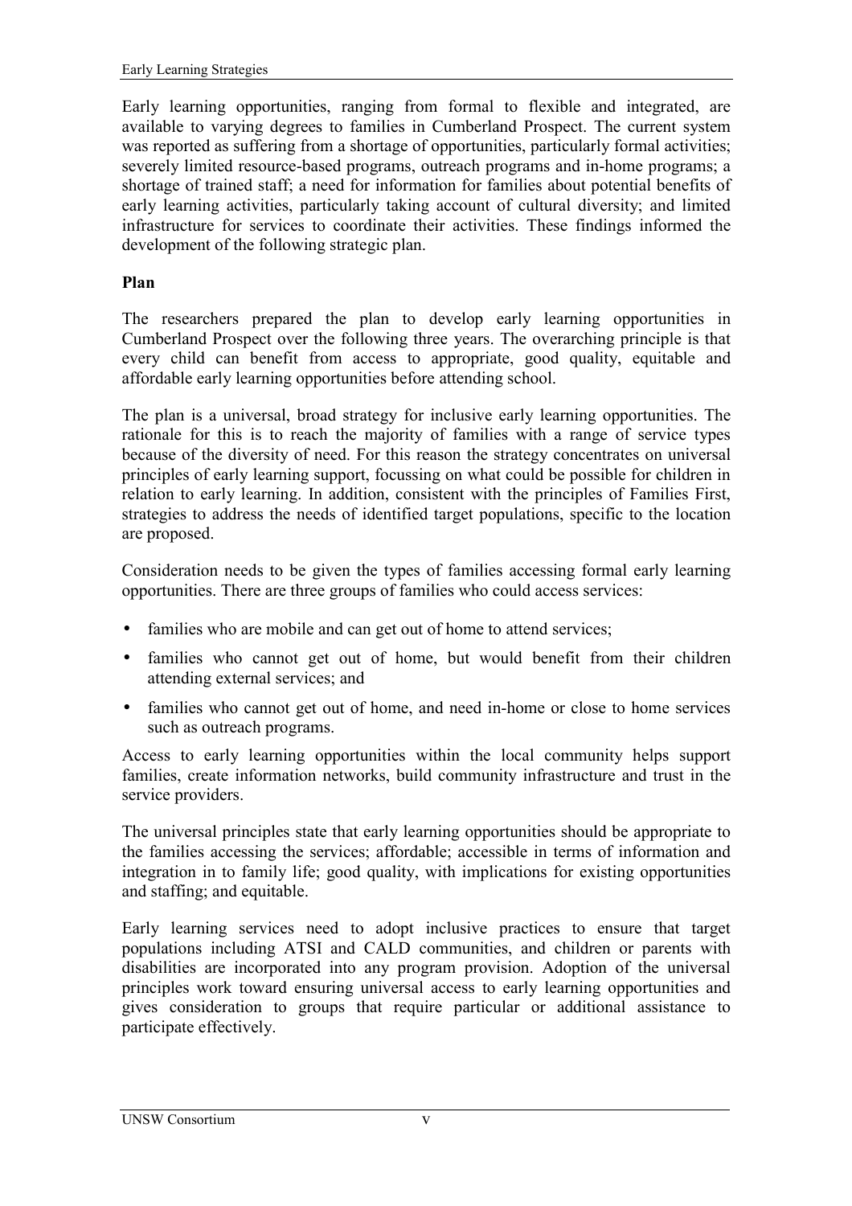Early learning opportunities, ranging from formal to flexible and integrated, are available to varying degrees to families in Cumberland Prospect. The current system was reported as suffering from a shortage of opportunities, particularly formal activities; severely limited resource-based programs, outreach programs and in-home programs; a shortage of trained staff; a need for information for families about potential benefits of early learning activities, particularly taking account of cultural diversity; and limited infrastructure for services to coordinate their activities. These findings informed the development of the following strategic plan.

**Plan**

The researchers prepared the plan to develop early learning opportunities in Cumberland Prospect over the following three years. The overarching principle is that every child can benefit from access to appropriate, good quality, equitable and affordable early learning opportunities before attending school.

The plan is a universal, broad strategy for inclusive early learning opportunities. The rationale for this is to reach the majority of families with a range of service types because of the diversity of need. For this reason the strategy concentrates on universal principles of early learning support, focussing on what could be possible for children in relation to early learning. In addition, consistent with the principles of Families First, strategies to address the needs of identified target populations, specific to the location are proposed.

Consideration needs to be given the types of families accessing formal early learning opportunities. There are three groups of families who could access services:

- families who are mobile and can get out of home to attend services;
- families who cannot get out of home, but would benefit from their children attending external services; and
- families who cannot get out of home, and need in-home or close to home services such as outreach programs.

Access to early learning opportunities within the local community helps support families, create information networks, build community infrastructure and trust in the service providers.

The universal principles state that early learning opportunities should be appropriate to the families accessing the services; affordable; accessible in terms of information and integration in to family life; good quality, with implications for existing opportunities and staffing; and equitable.

Early learning services need to adopt inclusive practices to ensure that target populations including ATSI and CALD communities, and children or parents with disabilities are incorporated into any program provision. Adoption of the universal principles work toward ensuring universal access to early learning opportunities and gives consideration to groups that require particular or additional assistance to participate effectively.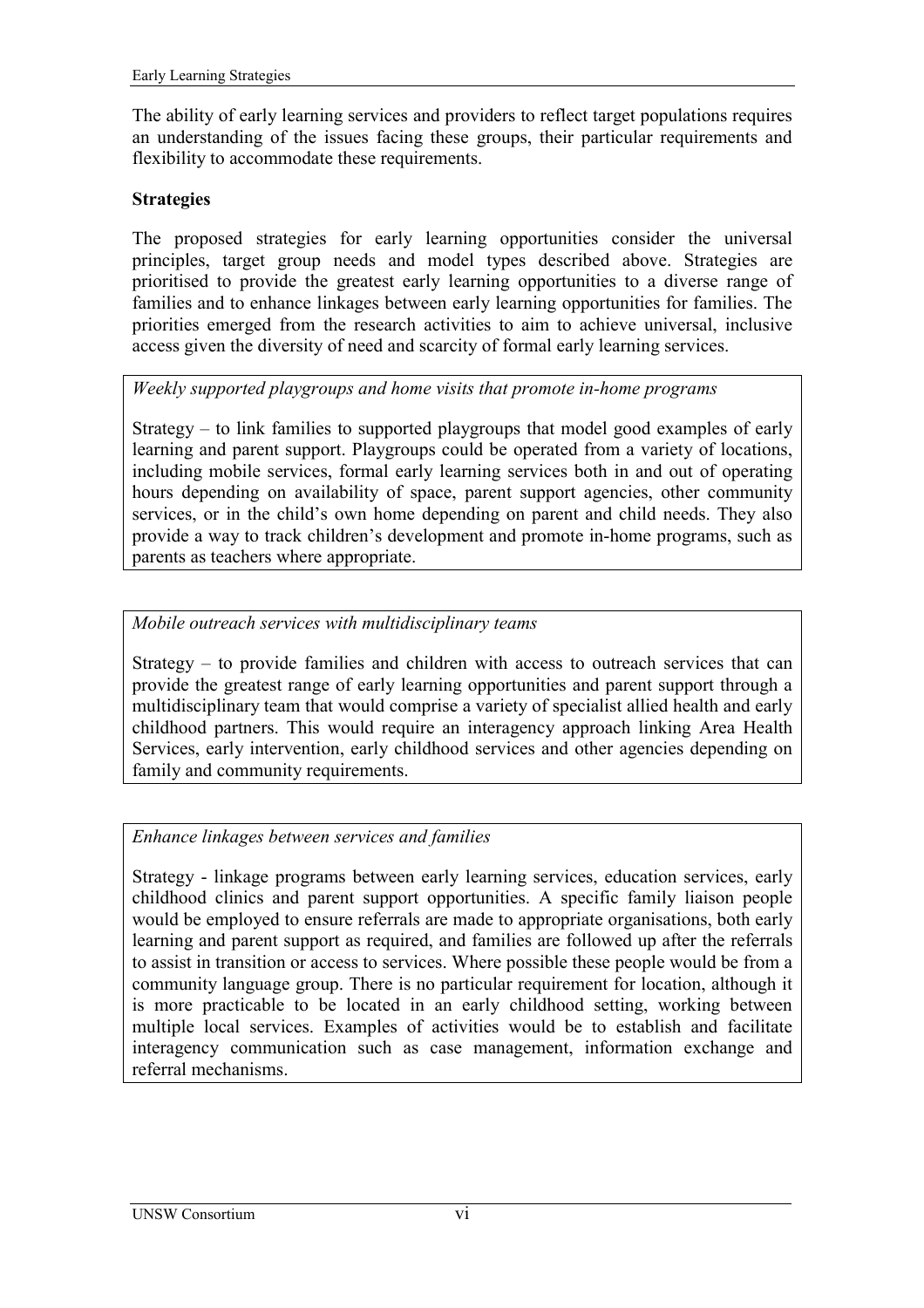The ability of early learning services and providers to reflect target populations requires an understanding of the issues facing these groups, their particular requirements and flexibility to accommodate these requirements.

**Strategies**

The proposed strategies for early learning opportunities consider the universal principles, target group needs and model types described above. Strategies are prioritised to provide the greatest early learning opportunities to a diverse range of families and to enhance linkages between early learning opportunities for families. The priorities emerged from the research activities to aim to achieve universal, inclusive access given the diversity of need and scarcity of formal early learning services.

*Weekly supported playgroups and home visits that promote in-home programs*

Strategy – to link families to supported playgroups that model good examples of early learning and parent support. Playgroups could be operated from a variety of locations, including mobile services, formal early learning services both in and out of operating hours depending on availability of space, parent support agencies, other community services, or in the child's own home depending on parent and child needs. They also provide a way to track children's development and promote in-home programs, such as parents as teachers where appropriate.

*Mobile outreach services with multidisciplinary teams*

Strategy – to provide families and children with access to outreach services that can provide the greatest range of early learning opportunities and parent support through a multidisciplinary team that would comprise a variety of specialist allied health and early childhood partners. This would require an interagency approach linking Area Health Services, early intervention, early childhood services and other agencies depending on family and community requirements.

*Enhance linkages between services and families*

Strategy - linkage programs between early learning services, education services, early childhood clinics and parent support opportunities. A specific family liaison people would be employed to ensure referrals are made to appropriate organisations, both early learning and parent support as required, and families are followed up after the referrals to assist in transition or access to services. Where possible these people would be from a community language group. There is no particular requirement for location, although it is more practicable to be located in an early childhood setting, working between multiple local services. Examples of activities would be to establish and facilitate interagency communication such as case management, information exchange and referral mechanisms.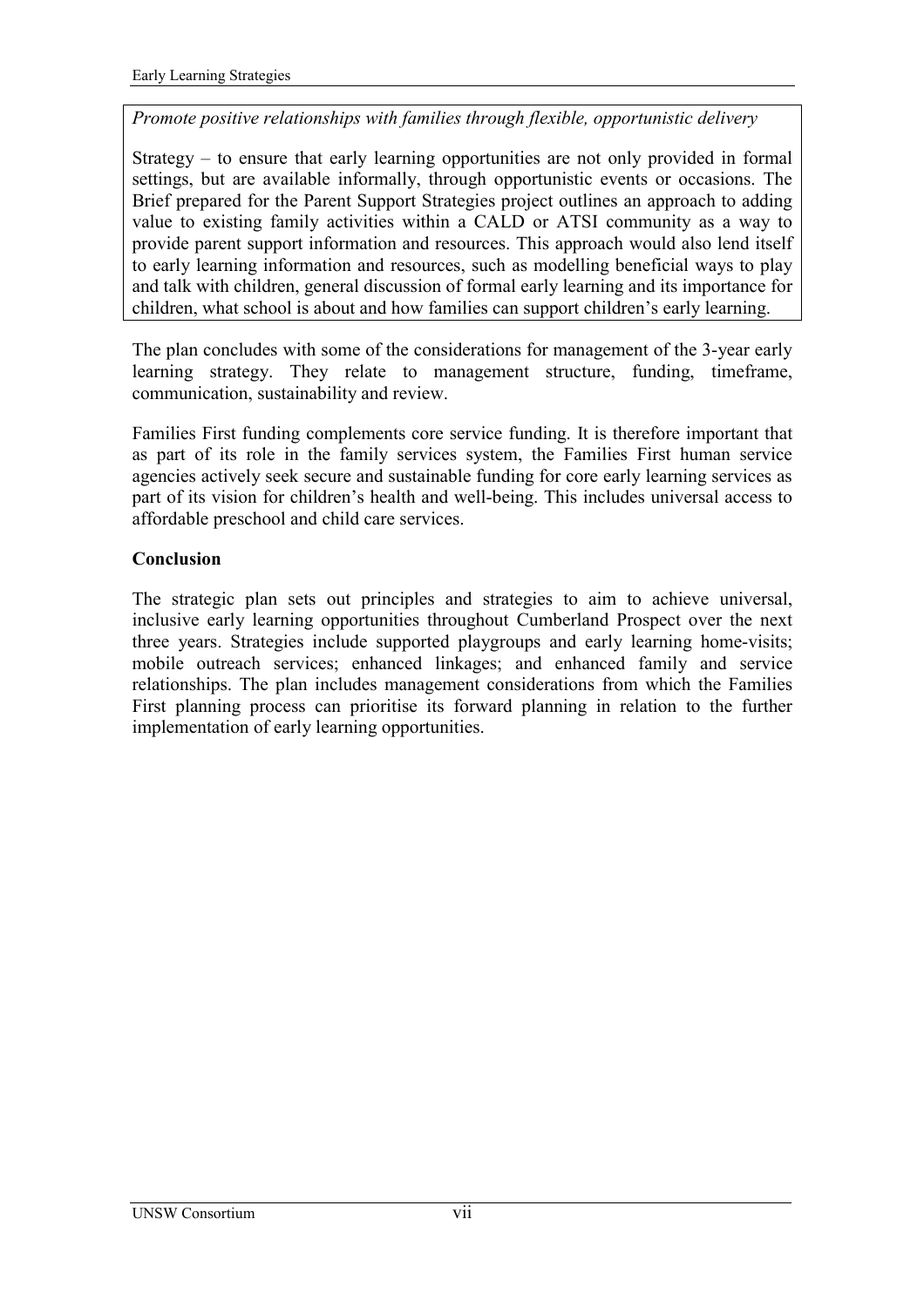*Promote positive relationships with families through flexible, opportunistic delivery*

Strategy – to ensure that early learning opportunities are not only provided in formal settings, but are available informally, through opportunistic events or occasions. The Brief prepared for the Parent Support Strategies project outlines an approach to adding value to existing family activities within a CALD or ATSI community as a way to provide parent support information and resources. This approach would also lend itself to early learning information and resources, such as modelling beneficial ways to play and talk with children, general discussion of formal early learning and its importance for children, what school is about and how families can support children's early learning.

The plan concludes with some of the considerations for management of the 3-year early learning strategy. They relate to management structure, funding, timeframe, communication, sustainability and review.

Families First funding complements core service funding. It is therefore important that as part of its role in the family services system, the Families First human service agencies actively seek secure and sustainable funding for core early learning services as part of its vision for children's health and well-being. This includes universal access to affordable preschool and child care services.

**Conclusion**

The strategic plan sets out principles and strategies to aim to achieve universal, inclusive early learning opportunities throughout Cumberland Prospect over the next three years. Strategies include supported playgroups and early learning home-visits; mobile outreach services; enhanced linkages; and enhanced family and service relationships. The plan includes management considerations from which the Families First planning process can prioritise its forward planning in relation to the further implementation of early learning opportunities.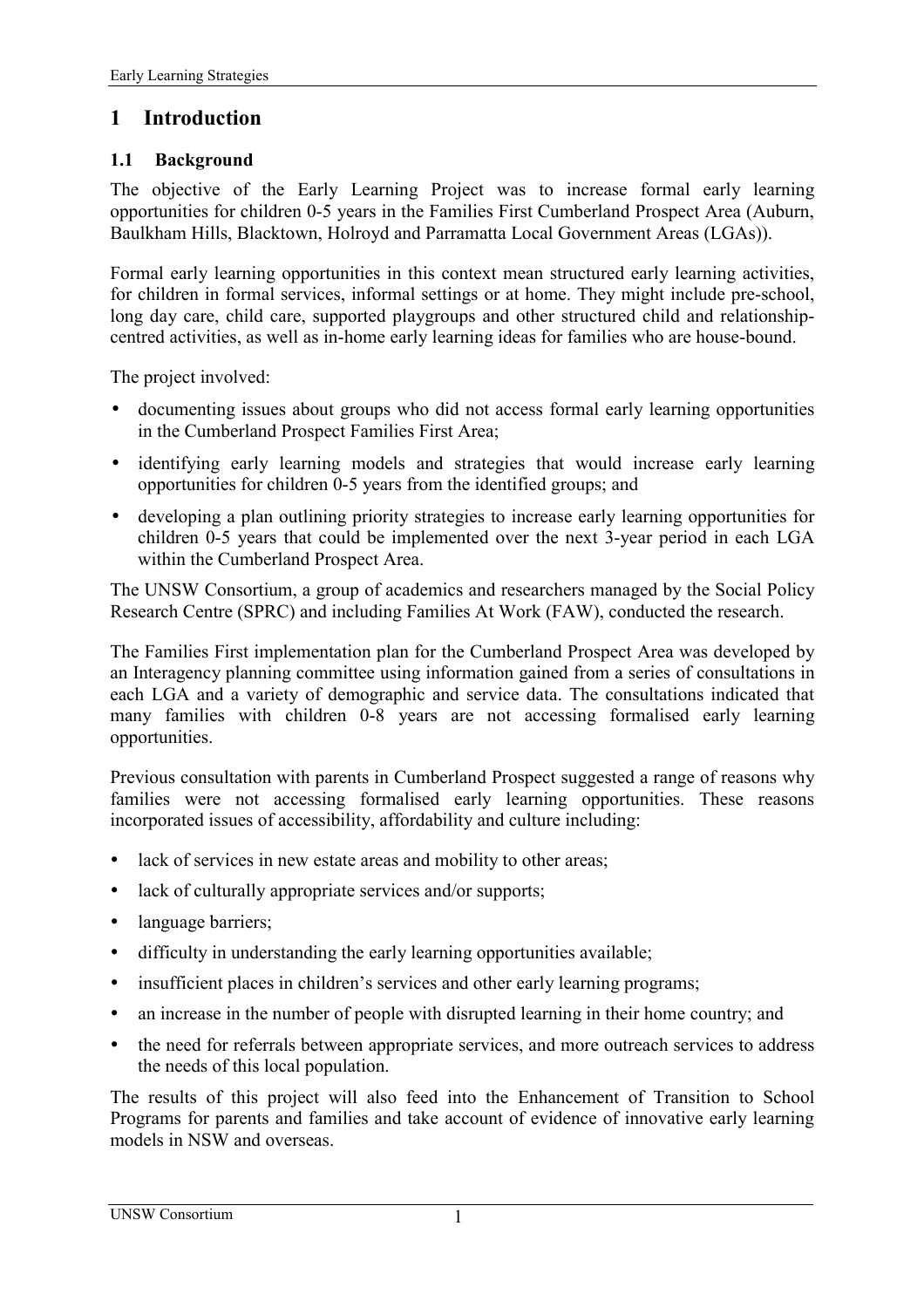# 1 Introduction

## 1.1 Background

The objective of the Early Learning Project was to increase formal early learning opportunities for children 0-5 years in the Families First Cumberland Prospect Area (Auburn, Baulkham Hills, Blacktown, Holroyd and Parramatta Local Government Areas (LGAs)).

Formal early learning opportunities in this context mean structured early learning activities, for children in formal services, informal settings or at home. They might include pre-school, long day care, child care, supported playgroups and other structured child and relationship-centred activities, as well as in-home early learning ideas for families who are house-bound.

The project involved:

- documenting issues about groups who did not access formal early learning opportunities in the Cumberland Prospect Families First Area;
- identifying early learning models and strategies that would increase early learning opportunities for children 0-5 years from the identified groups; and
- developing a plan outlining priority strategies to increase early learning opportunities for children 0-5 years that could be implemented over the next 3-year period in each LGA within the Cumberland Prospect Area.

The UNSW Consortium, a group of academics and researchers managed by the Social Policy Research Centre (SPRC) and including Families At Work (FAW), conducted the research.

The Families First implementation plan for the Cumberland Prospect Area was developed by an Interagency planning committee using information gained from a series of consultations in each LGA and a variety of demographic and service data. The consultations indicated that many families with children 0-8 years are not accessing formalised early learning opportunities.

Previous consultation with parents in Cumberland Prospect suggested a range of reasons why families were not accessing formalised early learning opportunities. These reasons incorporated issues of accessibility, affordability and culture including:

- lack of services in new estate areas and mobility to other areas;
- lack of culturally appropriate services and/or supports;
- language barriers;
- difficulty in understanding the early learning opportunities available;
- insufficient places in children's services and other early learning programs;
- an increase in the number of people with disrupted learning in their home country; and
- the need for referrals between appropriate services, and more outreach services to address the needs of this local population.

The results of this project will also feed into the Enhancement of Transition to School Programs for parents and families and take account of evidence of innovative early learning models in NSW and overseas.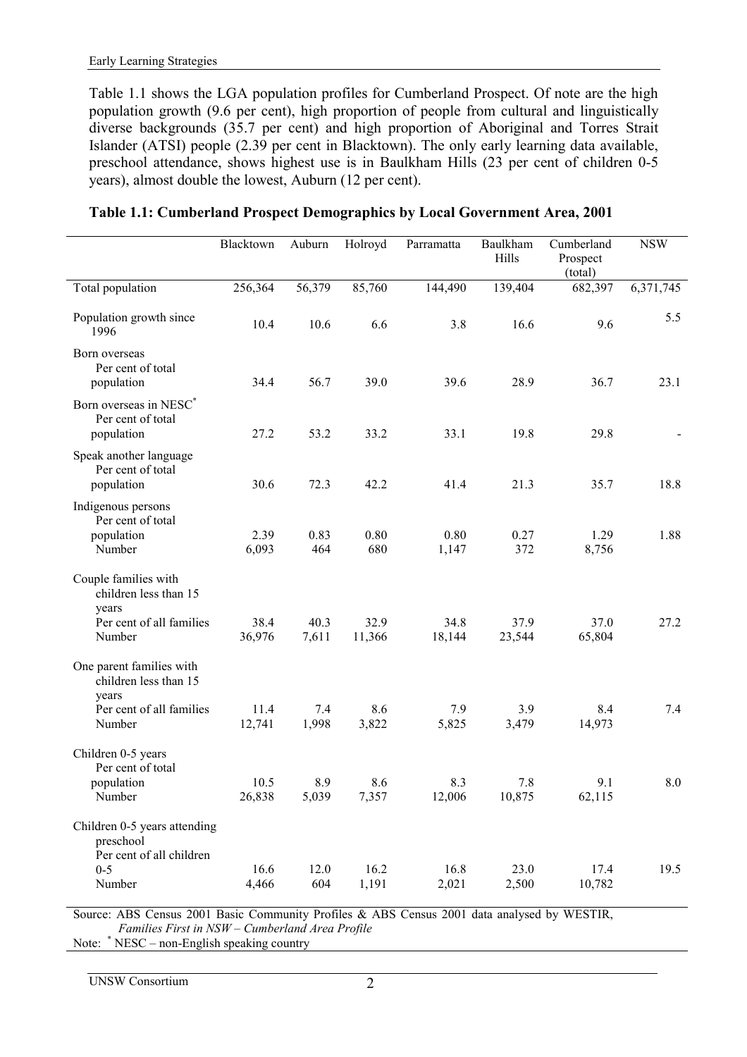Table 1.1 shows the LGA population profiles for Cumberland Prospect. Of note are the high population growth (9.6 per cent), high proportion of people from cultural and linguistically diverse backgrounds (35.7 per cent) and high proportion of Aboriginal and Torres Strait Islander (ATSI) people (2.39 per cent in Blacktown). The only early learning data available, preschool attendance, shows highest use is in Baulkham Hills (23 per cent of children 0-5 years), almost double the lowest, Auburn (12 per cent).

**Table 1.1: Cumberland Prospect Demographics by Local Government Area, 2001**

| | Blacktown | Auburn | Holroyd | Parramatta | Baulkham Hills | Cumberland Prospect (total) | NSW |
|---|---|---|---|---|---|---|---|
| Total population | 256,364 | 56,379 | 85,760 | 144,490 | 139,404 | 682,397 | 6,371,745 |
| Population growth since 1996 | 10.4 | 10.6 | 6.6 | 3.8 | 16.6 | 9.6 | 5.5 |
| Born overseas | | | | | | | |
| Per cent of total population | 34.4 | 56.7 | 39.0 | 39.6 | 28.9 | 36.7 | 23.1 |
| Born overseas in NESC* | | | | | | | |
| Per cent of total population | 27.2 | 53.2 | 33.2 | 33.1 | 19.8 | 29.8 | - |
| Speak another language | | | | | | | |
| Per cent of total population | 30.6 | 72.3 | 42.2 | 41.4 | 21.3 | 35.7 | 18.8 |
| Indigenous persons | | | | | | | |
| Per cent of total population | 2.39 | 0.83 | 0.80 | 0.80 | 0.27 | 1.29 | 1.88 |
| Number | 6,093 | 464 | 680 | 1,147 | 372 | 8,756 | |
| Couple families with children less than 15 years | | | | | | | |
| Per cent of all families | 38.4 | 40.3 | 32.9 | 34.8 | 37.9 | 37.0 | 27.2 |
| Number | 36,976 | 7,611 | 11,366 | 18,144 | 23,544 | 65,804 | |
| One parent families with children less than 15 years | | | | | | | |
| Per cent of all families | 11.4 | 7.4 | 8.6 | 7.9 | 3.9 | 8.4 | 7.4 |
| Number | 12,741 | 1,998 | 3,822 | 5,825 | 3,479 | 14,973 | |
| Children 0-5 years | | | | | | | |
| Per cent of total population | 10.5 | 8.9 | 8.6 | 8.3 | 7.8 | 9.1 | 8.0 |
| Number | 26,838 | 5,039 | 7,357 | 12,006 | 10,875 | 62,115 | |
| Children 0-5 years attending preschool | | | | | | | |
| Per cent of all children 0-5 | 16.6 | 12.0 | 16.2 | 16.8 | 23.0 | 17.4 | 19.5 |
| Number | 4,466 | 604 | 1,191 | 2,021 | 2,500 | 10,782 | |

Source: ABS Census 2001 Basic Community Profiles & ABS Census 2001 data analysed by WESTIR, *Families First in NSW – Cumberland Area Profile*

Note: * NESC – non-English speaking country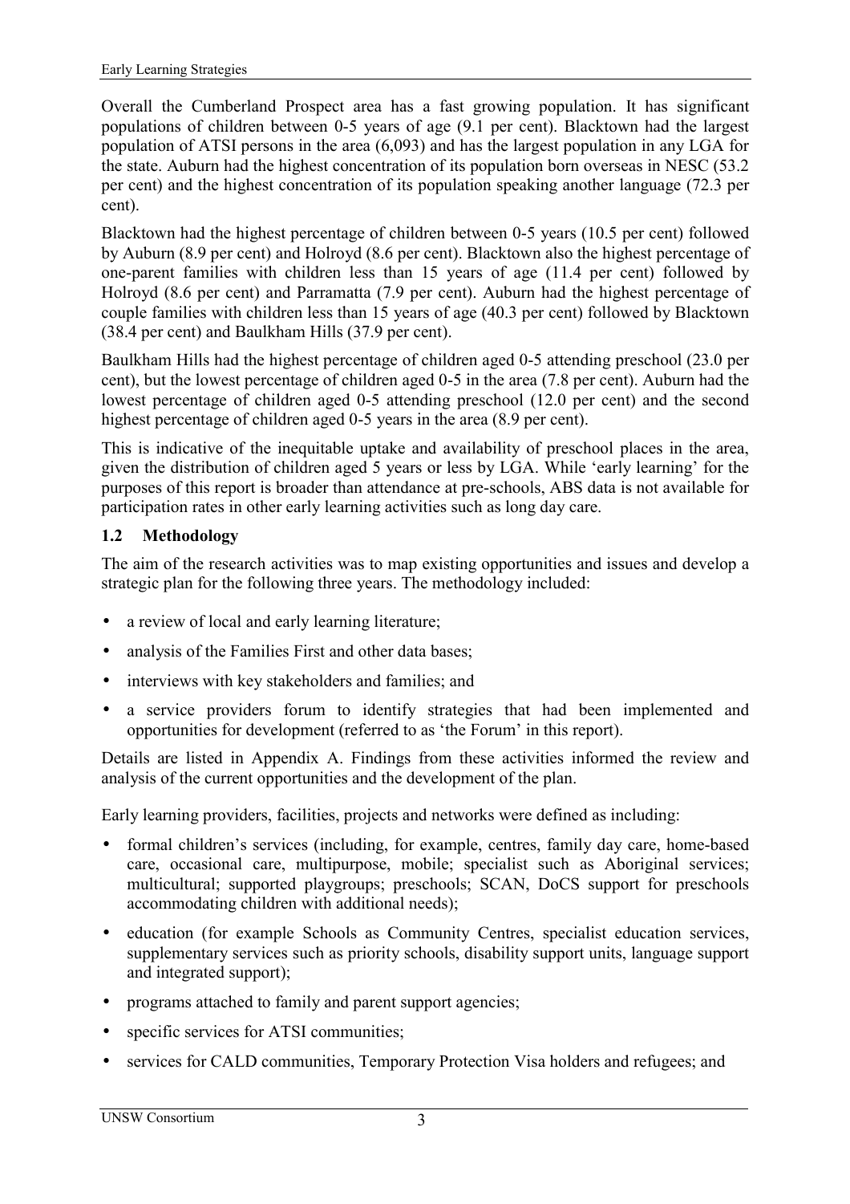Overall the Cumberland Prospect area has a fast growing population. It has significant populations of children between 0-5 years of age (9.1 per cent). Blacktown had the largest population of ATSI persons in the area (6,093) and has the largest population in any LGA for the state. Auburn had the highest concentration of its population born overseas in NESC (53.2 per cent) and the highest concentration of its population speaking another language (72.3 per cent).

Blacktown had the highest percentage of children between 0-5 years (10.5 per cent) followed by Auburn (8.9 per cent) and Holroyd (8.6 per cent). Blacktown also the highest percentage of one-parent families with children less than 15 years of age (11.4 per cent) followed by Holroyd (8.6 per cent) and Parramatta (7.9 per cent). Auburn had the highest percentage of couple families with children less than 15 years of age (40.3 per cent) followed by Blacktown (38.4 per cent) and Baulkham Hills (37.9 per cent).

Baulkham Hills had the highest percentage of children aged 0-5 attending preschool (23.0 per cent), but the lowest percentage of children aged 0-5 in the area (7.8 per cent). Auburn had the lowest percentage of children aged 0-5 attending preschool (12.0 per cent) and the second highest percentage of children aged 0-5 years in the area (8.9 per cent).

This is indicative of the inequitable uptake and availability of preschool places in the area, given the distribution of children aged 5 years or less by LGA. While 'early learning' for the purposes of this report is broader than attendance at pre-schools, ABS data is not available for participation rates in other early learning activities such as long day care.

## 1.2 Methodology

The aim of the research activities was to map existing opportunities and issues and develop a strategic plan for the following three years. The methodology included:

- a review of local and early learning literature;
- analysis of the Families First and other data bases;
- interviews with key stakeholders and families; and
- a service providers forum to identify strategies that had been implemented and opportunities for development (referred to as 'the Forum' in this report).

Details are listed in Appendix A. Findings from these activities informed the review and analysis of the current opportunities and the development of the plan.

Early learning providers, facilities, projects and networks were defined as including:

- formal children's services (including, for example, centres, family day care, home-based care, occasional care, multipurpose, mobile; specialist such as Aboriginal services; multicultural; supported playgroups; preschools; SCAN, DoCS support for preschools accommodating children with additional needs);
- education (for example Schools as Community Centres, specialist education services, supplementary services such as priority schools, disability support units, language support and integrated support);
- programs attached to family and parent support agencies;
- specific services for ATSI communities;
- services for CALD communities, Temporary Protection Visa holders and refugees; and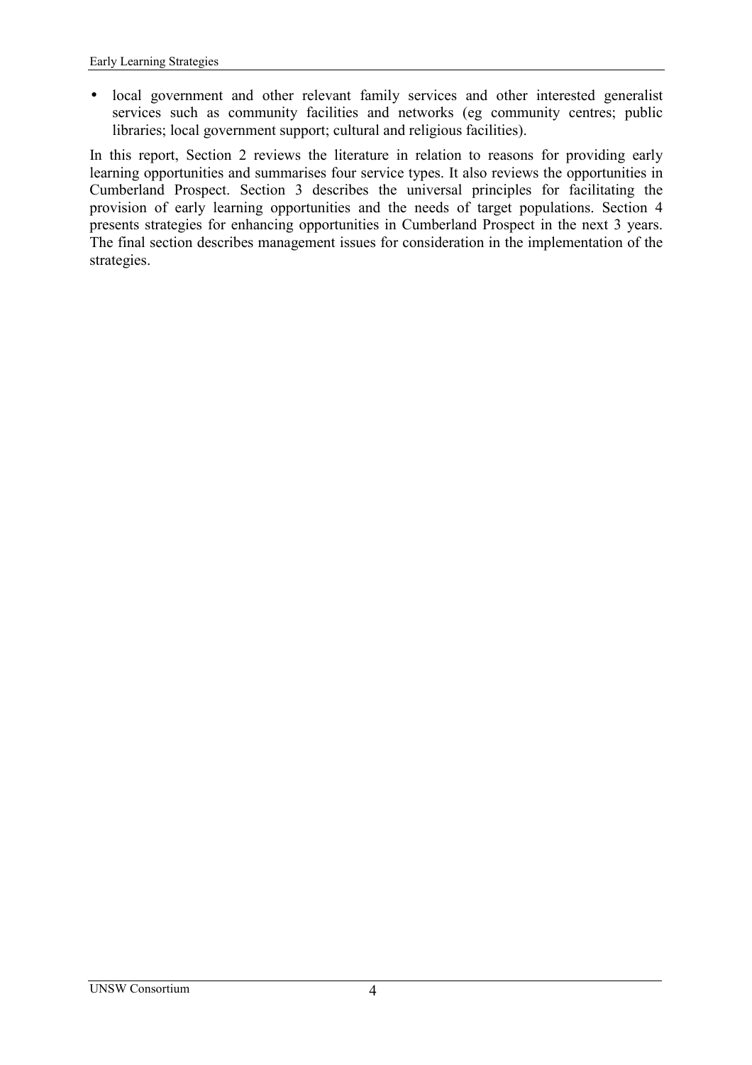- local government and other relevant family services and other interested generalist services such as community facilities and networks (eg community centres; public libraries; local government support; cultural and religious facilities).

In this report, Section 2 reviews the literature in relation to reasons for providing early learning opportunities and summarises four service types. It also reviews the opportunities in Cumberland Prospect. Section 3 describes the universal principles for facilitating the provision of early learning opportunities and the needs of target populations. Section 4 presents strategies for enhancing opportunities in Cumberland Prospect in the next 3 years. The final section describes management issues for consideration in the implementation of the strategies.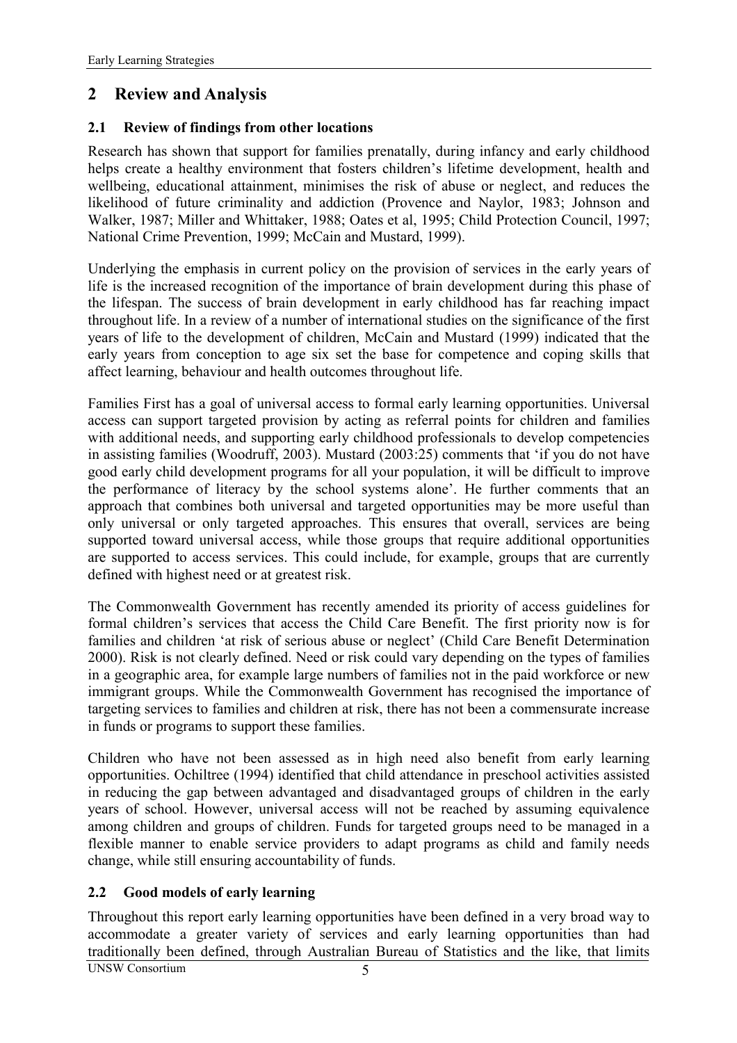# 2 Review and Analysis

## 2.1 Review of findings from other locations

Research has shown that support for families prenatally, during infancy and early childhood helps create a healthy environment that fosters children's lifetime development, health and wellbeing, educational attainment, minimises the risk of abuse or neglect, and reduces the likelihood of future criminality and addiction (Provence and Naylor, 1983; Johnson and Walker, 1987; Miller and Whittaker, 1988; Oates et al, 1995; Child Protection Council, 1997; National Crime Prevention, 1999; McCain and Mustard, 1999).

Underlying the emphasis in current policy on the provision of services in the early years of life is the increased recognition of the importance of brain development during this phase of the lifespan. The success of brain development in early childhood has far reaching impact throughout life. In a review of a number of international studies on the significance of the first years of life to the development of children, McCain and Mustard (1999) indicated that the early years from conception to age six set the base for competence and coping skills that affect learning, behaviour and health outcomes throughout life.

Families First has a goal of universal access to formal early learning opportunities. Universal access can support targeted provision by acting as referral points for children and families with additional needs, and supporting early childhood professionals to develop competencies in assisting families (Woodruff, 2003). Mustard (2003:25) comments that 'if you do not have good early child development programs for all your population, it will be difficult to improve the performance of literacy by the school systems alone'. He further comments that an approach that combines both universal and targeted opportunities may be more useful than only universal or only targeted approaches. This ensures that overall, services are being supported toward universal access, while those groups that require additional opportunities are supported to access services. This could include, for example, groups that are currently defined with highest need or at greatest risk.

The Commonwealth Government has recently amended its priority of access guidelines for formal children's services that access the Child Care Benefit. The first priority now is for families and children 'at risk of serious abuse or neglect' (Child Care Benefit Determination 2000). Risk is not clearly defined. Need or risk could vary depending on the types of families in a geographic area, for example large numbers of families not in the paid workforce or new immigrant groups. While the Commonwealth Government has recognised the importance of targeting services to families and children at risk, there has not been a commensurate increase in funds or programs to support these families.

Children who have not been assessed as in high need also benefit from early learning opportunities. Ochiltree (1994) identified that child attendance in preschool activities assisted in reducing the gap between advantaged and disadvantaged groups of children in the early years of school. However, universal access will not be reached by assuming equivalence among children and groups of children. Funds for targeted groups need to be managed in a flexible manner to enable service providers to adapt programs as child and family needs change, while still ensuring accountability of funds.

## 2.2 Good models of early learning

Throughout this report early learning opportunities have been defined in a very broad way to accommodate a greater variety of services and early learning opportunities than had traditionally been defined, through Australian Bureau of Statistics and the like, that limits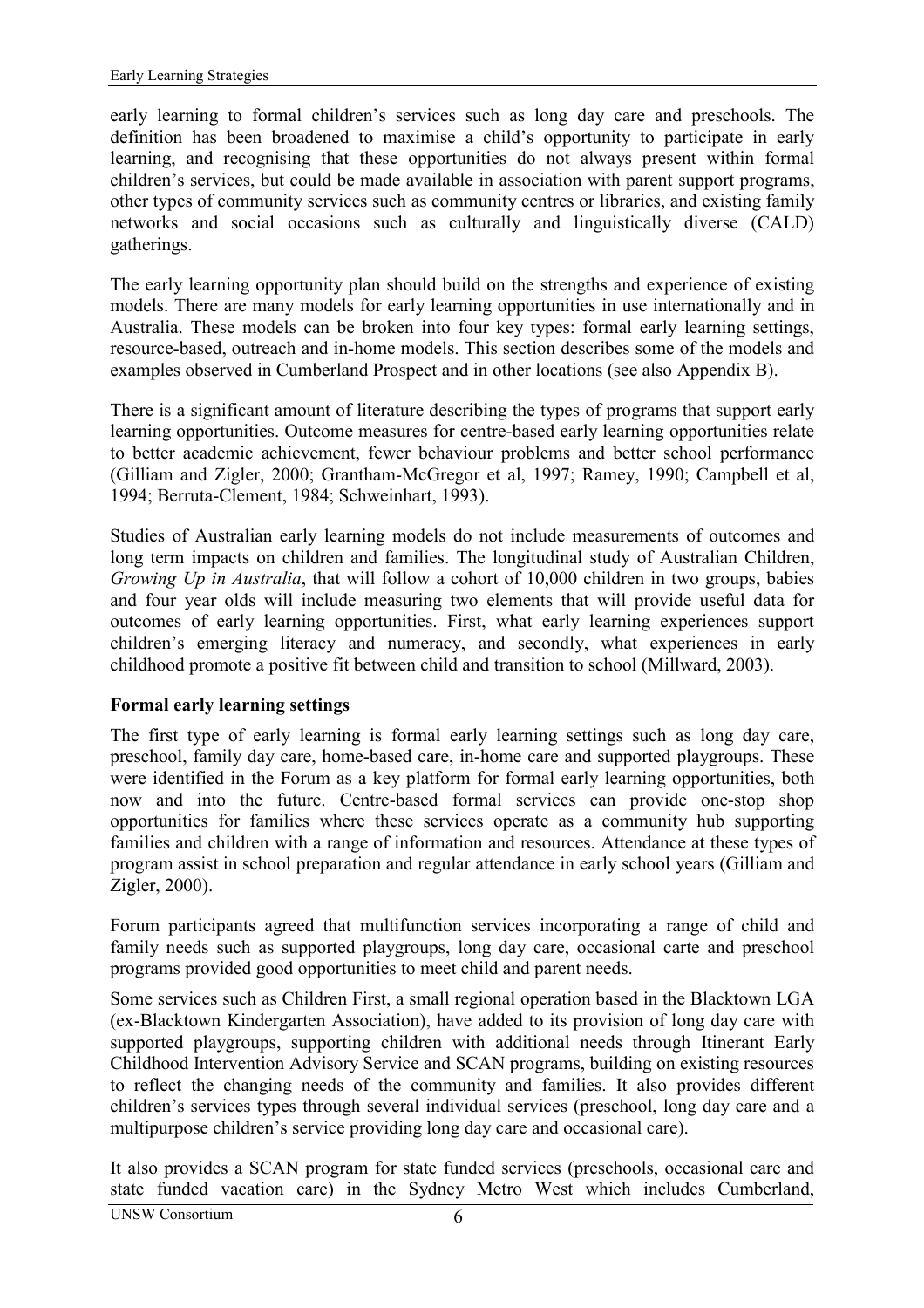early learning to formal children's services such as long day care and preschools. The definition has been broadened to maximise a child's opportunity to participate in early learning, and recognising that these opportunities do not always present within formal children's services, but could be made available in association with parent support programs, other types of community services such as community centres or libraries, and existing family networks and social occasions such as culturally and linguistically diverse (CALD) gatherings.

The early learning opportunity plan should build on the strengths and experience of existing models. There are many models for early learning opportunities in use internationally and in Australia. These models can be broken into four key types: formal early learning settings, resource-based, outreach and in-home models. This section describes some of the models and examples observed in Cumberland Prospect and in other locations (see also Appendix B).

There is a significant amount of literature describing the types of programs that support early learning opportunities. Outcome measures for centre-based early learning opportunities relate to better academic achievement, fewer behaviour problems and better school performance (Gilliam and Zigler, 2000; Grantham-McGregor et al, 1997; Ramey, 1990; Campbell et al, 1994; Berruta-Clement, 1984; Schweinhart, 1993).

Studies of Australian early learning models do not include measurements of outcomes and long term impacts on children and families. The longitudinal study of Australian Children, *Growing Up in Australia*, that will follow a cohort of 10,000 children in two groups, babies and four year olds will include measuring two elements that will provide useful data for outcomes of early learning opportunities. First, what early learning experiences support children's emerging literacy and numeracy, and secondly, what experiences in early childhood promote a positive fit between child and transition to school (Millward, 2003).

**Formal early learning settings**

The first type of early learning is formal early learning settings such as long day care, preschool, family day care, home-based care, in-home care and supported playgroups. These were identified in the Forum as a key platform for formal early learning opportunities, both now and into the future. Centre-based formal services can provide one-stop shop opportunities for families where these services operate as a community hub supporting families and children with a range of information and resources. Attendance at these types of program assist in school preparation and regular attendance in early school years (Gilliam and Zigler, 2000).

Forum participants agreed that multifunction services incorporating a range of child and family needs such as supported playgroups, long day care, occasional carte and preschool programs provided good opportunities to meet child and parent needs.

Some services such as Children First, a small regional operation based in the Blacktown LGA (ex-Blacktown Kindergarten Association), have added to its provision of long day care with supported playgroups, supporting children with additional needs through Itinerant Early Childhood Intervention Advisory Service and SCAN programs, building on existing resources to reflect the changing needs of the community and families. It also provides different children's services types through several individual services (preschool, long day care and a multipurpose children's service providing long day care and occasional care).

It also provides a SCAN program for state funded services (preschools, occasional care and state funded vacation care) in the Sydney Metro West which includes Cumberland,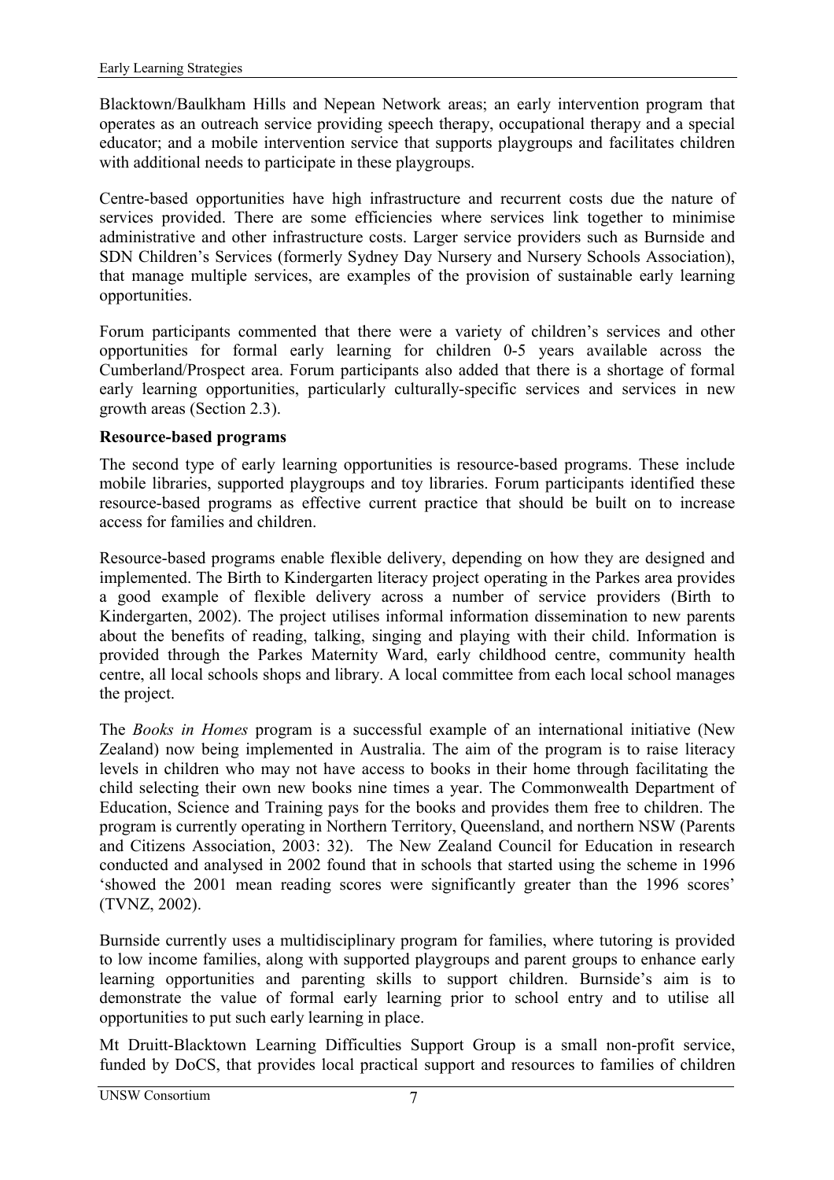Blacktown/Baulkham Hills and Nepean Network areas; an early intervention program that operates as an outreach service providing speech therapy, occupational therapy and a special educator; and a mobile intervention service that supports playgroups and facilitates children with additional needs to participate in these playgroups.

Centre-based opportunities have high infrastructure and recurrent costs due the nature of services provided. There are some efficiencies where services link together to minimise administrative and other infrastructure costs. Larger service providers such as Burnside and SDN Children's Services (formerly Sydney Day Nursery and Nursery Schools Association), that manage multiple services, are examples of the provision of sustainable early learning opportunities.

Forum participants commented that there were a variety of children's services and other opportunities for formal early learning for children 0-5 years available across the Cumberland/Prospect area. Forum participants also added that there is a shortage of formal early learning opportunities, particularly culturally-specific services and services in new growth areas (Section 2.3).

**Resource-based programs**

The second type of early learning opportunities is resource-based programs. These include mobile libraries, supported playgroups and toy libraries. Forum participants identified these resource-based programs as effective current practice that should be built on to increase access for families and children.

Resource-based programs enable flexible delivery, depending on how they are designed and implemented. The Birth to Kindergarten literacy project operating in the Parkes area provides a good example of flexible delivery across a number of service providers (Birth to Kindergarten, 2002). The project utilises informal information dissemination to new parents about the benefits of reading, talking, singing and playing with their child. Information is provided through the Parkes Maternity Ward, early childhood centre, community health centre, all local schools shops and library. A local committee from each local school manages the project.

The *Books in Homes* program is a successful example of an international initiative (New Zealand) now being implemented in Australia. The aim of the program is to raise literacy levels in children who may not have access to books in their home through facilitating the child selecting their own new books nine times a year. The Commonwealth Department of Education, Science and Training pays for the books and provides them free to children. The program is currently operating in Northern Territory, Queensland, and northern NSW (Parents and Citizens Association, 2003: 32). The New Zealand Council for Education in research conducted and analysed in 2002 found that in schools that started using the scheme in 1996 'showed the 2001 mean reading scores were significantly greater than the 1996 scores' (TVNZ, 2002).

Burnside currently uses a multidisciplinary program for families, where tutoring is provided to low income families, along with supported playgroups and parent groups to enhance early learning opportunities and parenting skills to support children. Burnside's aim is to demonstrate the value of formal early learning prior to school entry and to utilise all opportunities to put such early learning in place.

Mt Druitt-Blacktown Learning Difficulties Support Group is a small non-profit service, funded by DoCS, that provides local practical support and resources to families of children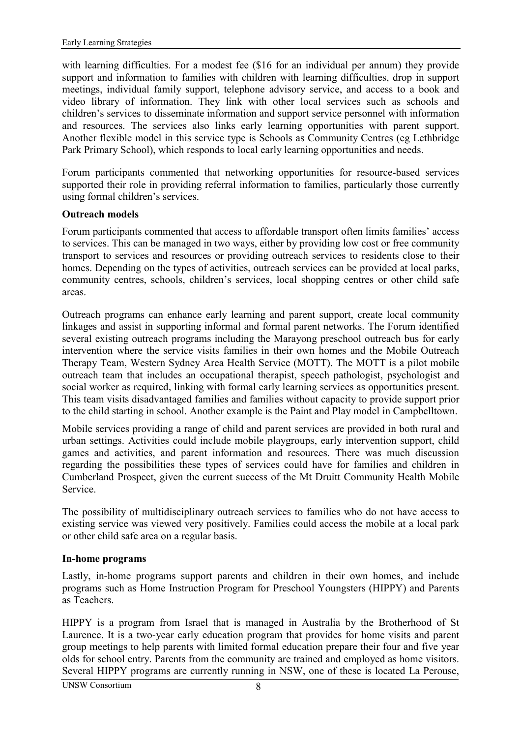with learning difficulties. For a modest fee ($16 for an individual per annum) they provide support and information to families with children with learning difficulties, drop in support meetings, individual family support, telephone advisory service, and access to a book and video library of information. They link with other local services such as schools and children's services to disseminate information and support service personnel with information and resources. The services also links early learning opportunities with parent support. Another flexible model in this service type is Schools as Community Centres (eg Lethbridge Park Primary School), which responds to local early learning opportunities and needs.

Forum participants commented that networking opportunities for resource-based services supported their role in providing referral information to families, particularly those currently using formal children's services.

**Outreach models**

Forum participants commented that access to affordable transport often limits families' access to services. This can be managed in two ways, either by providing low cost or free community transport to services and resources or providing outreach services to residents close to their homes. Depending on the types of activities, outreach services can be provided at local parks, community centres, schools, children's services, local shopping centres or other child safe areas.

Outreach programs can enhance early learning and parent support, create local community linkages and assist in supporting informal and formal parent networks. The Forum identified several existing outreach programs including the Marayong preschool outreach bus for early intervention where the service visits families in their own homes and the Mobile Outreach Therapy Team, Western Sydney Area Health Service (MOTT). The MOTT is a pilot mobile outreach team that includes an occupational therapist, speech pathologist, psychologist and social worker as required, linking with formal early learning services as opportunities present. This team visits disadvantaged families and families without capacity to provide support prior to the child starting in school. Another example is the Paint and Play model in Campbelltown.

Mobile services providing a range of child and parent services are provided in both rural and urban settings. Activities could include mobile playgroups, early intervention support, child games and activities, and parent information and resources. There was much discussion regarding the possibilities these types of services could have for families and children in Cumberland Prospect, given the current success of the Mt Druitt Community Health Mobile Service.

The possibility of multidisciplinary outreach services to families who do not have access to existing service was viewed very positively. Families could access the mobile at a local park or other child safe area on a regular basis.

**In-home programs**

Lastly, in-home programs support parents and children in their own homes, and include programs such as Home Instruction Program for Preschool Youngsters (HIPPY) and Parents as Teachers.

HIPPY is a program from Israel that is managed in Australia by the Brotherhood of St Laurence. It is a two-year early education program that provides for home visits and parent group meetings to help parents with limited formal education prepare their four and five year olds for school entry. Parents from the community are trained and employed as home visitors. Several HIPPY programs are currently running in NSW, one of these is located La Perouse,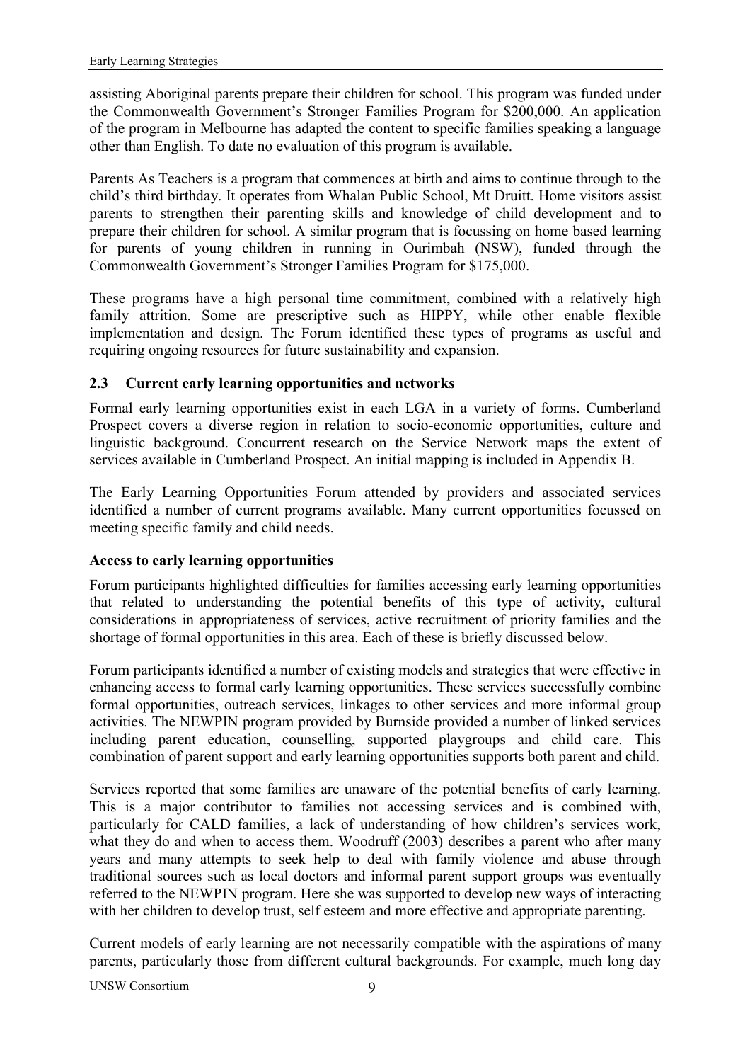assisting Aboriginal parents prepare their children for school. This program was funded under the Commonwealth Government's Stronger Families Program for $200,000. An application of the program in Melbourne has adapted the content to specific families speaking a language other than English. To date no evaluation of this program is available.

Parents As Teachers is a program that commences at birth and aims to continue through to the child's third birthday. It operates from Whalan Public School, Mt Druitt. Home visitors assist parents to strengthen their parenting skills and knowledge of child development and to prepare their children for school. A similar program that is focussing on home based learning for parents of young children in running in Ourimbah (NSW), funded through the Commonwealth Government's Stronger Families Program for $175,000.

These programs have a high personal time commitment, combined with a relatively high family attrition. Some are prescriptive such as HIPPY, while other enable flexible implementation and design. The Forum identified these types of programs as useful and requiring ongoing resources for future sustainability and expansion.

## 2.3 Current early learning opportunities and networks

Formal early learning opportunities exist in each LGA in a variety of forms. Cumberland Prospect covers a diverse region in relation to socio-economic opportunities, culture and linguistic background. Concurrent research on the Service Network maps the extent of services available in Cumberland Prospect. An initial mapping is included in Appendix B.

The Early Learning Opportunities Forum attended by providers and associated services identified a number of current programs available. Many current opportunities focussed on meeting specific family and child needs.

### Access to early learning opportunities

Forum participants highlighted difficulties for families accessing early learning opportunities that related to understanding the potential benefits of this type of activity, cultural considerations in appropriateness of services, active recruitment of priority families and the shortage of formal opportunities in this area. Each of these is briefly discussed below.

Forum participants identified a number of existing models and strategies that were effective in enhancing access to formal early learning opportunities. These services successfully combine formal opportunities, outreach services, linkages to other services and more informal group activities. The NEWPIN program provided by Burnside provided a number of linked services including parent education, counselling, supported playgroups and child care. This combination of parent support and early learning opportunities supports both parent and child.

Services reported that some families are unaware of the potential benefits of early learning. This is a major contributor to families not accessing services and is combined with, particularly for CALD families, a lack of understanding of how children's services work, what they do and when to access them. Woodruff (2003) describes a parent who after many years and many attempts to seek help to deal with family violence and abuse through traditional sources such as local doctors and informal parent support groups was eventually referred to the NEWPIN program. Here she was supported to develop new ways of interacting with her children to develop trust, self esteem and more effective and appropriate parenting.

Current models of early learning are not necessarily compatible with the aspirations of many parents, particularly those from different cultural backgrounds. For example, much long day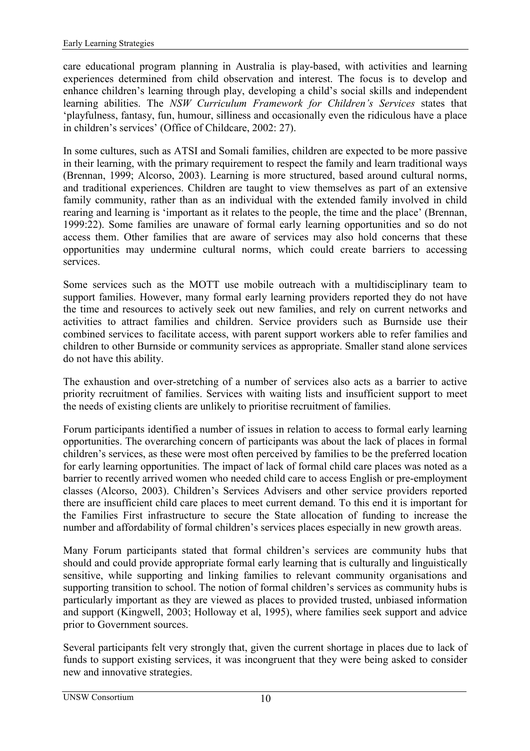care educational program planning in Australia is play-based, with activities and learning experiences determined from child observation and interest. The focus is to develop and enhance children's learning through play, developing a child's social skills and independent learning abilities. The *NSW Curriculum Framework for Children's Services* states that 'playfulness, fantasy, fun, humour, silliness and occasionally even the ridiculous have a place in children's services' (Office of Childcare, 2002: 27).

In some cultures, such as ATSI and Somali families, children are expected to be more passive in their learning, with the primary requirement to respect the family and learn traditional ways (Brennan, 1999; Alcorso, 2003). Learning is more structured, based around cultural norms, and traditional experiences. Children are taught to view themselves as part of an extensive family community, rather than as an individual with the extended family involved in child rearing and learning is 'important as it relates to the people, the time and the place' (Brennan, 1999:22). Some families are unaware of formal early learning opportunities and so do not access them. Other families that are aware of services may also hold concerns that these opportunities may undermine cultural norms, which could create barriers to accessing services.

Some services such as the MOTT use mobile outreach with a multidisciplinary team to support families. However, many formal early learning providers reported they do not have the time and resources to actively seek out new families, and rely on current networks and activities to attract families and children. Service providers such as Burnside use their combined services to facilitate access, with parent support workers able to refer families and children to other Burnside or community services as appropriate. Smaller stand alone services do not have this ability.

The exhaustion and over-stretching of a number of services also acts as a barrier to active priority recruitment of families. Services with waiting lists and insufficient support to meet the needs of existing clients are unlikely to prioritise recruitment of families.

Forum participants identified a number of issues in relation to access to formal early learning opportunities. The overarching concern of participants was about the lack of places in formal children's services, as these were most often perceived by families to be the preferred location for early learning opportunities. The impact of lack of formal child care places was noted as a barrier to recently arrived women who needed child care to access English or pre-employment classes (Alcorso, 2003). Children's Services Advisers and other service providers reported there are insufficient child care places to meet current demand. To this end it is important for the Families First infrastructure to secure the State allocation of funding to increase the number and affordability of formal children's services places especially in new growth areas.

Many Forum participants stated that formal children's services are community hubs that should and could provide appropriate formal early learning that is culturally and linguistically sensitive, while supporting and linking families to relevant community organisations and supporting transition to school. The notion of formal children's services as community hubs is particularly important as they are viewed as places to provided trusted, unbiased information and support (Kingwell, 2003; Holloway et al, 1995), where families seek support and advice prior to Government sources.

Several participants felt very strongly that, given the current shortage in places due to lack of funds to support existing services, it was incongruent that they were being asked to consider new and innovative strategies.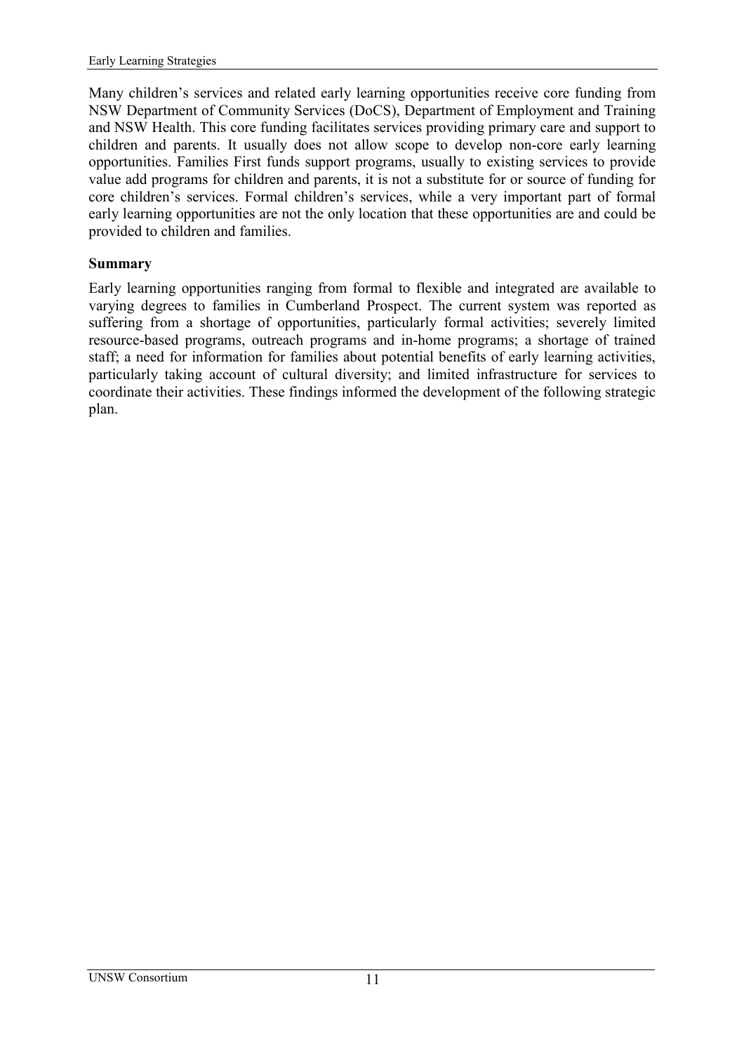Many children's services and related early learning opportunities receive core funding from NSW Department of Community Services (DoCS), Department of Employment and Training and NSW Health. This core funding facilitates services providing primary care and support to children and parents. It usually does not allow scope to develop non-core early learning opportunities. Families First funds support programs, usually to existing services to provide value add programs for children and parents, it is not a substitute for or source of funding for core children's services. Formal children's services, while a very important part of formal early learning opportunities are not the only location that these opportunities are and could be provided to children and families.

**Summary**

Early learning opportunities ranging from formal to flexible and integrated are available to varying degrees to families in Cumberland Prospect. The current system was reported as suffering from a shortage of opportunities, particularly formal activities; severely limited resource-based programs, outreach programs and in-home programs; a shortage of trained staff; a need for information for families about potential benefits of early learning activities, particularly taking account of cultural diversity; and limited infrastructure for services to coordinate their activities. These findings informed the development of the following strategic plan.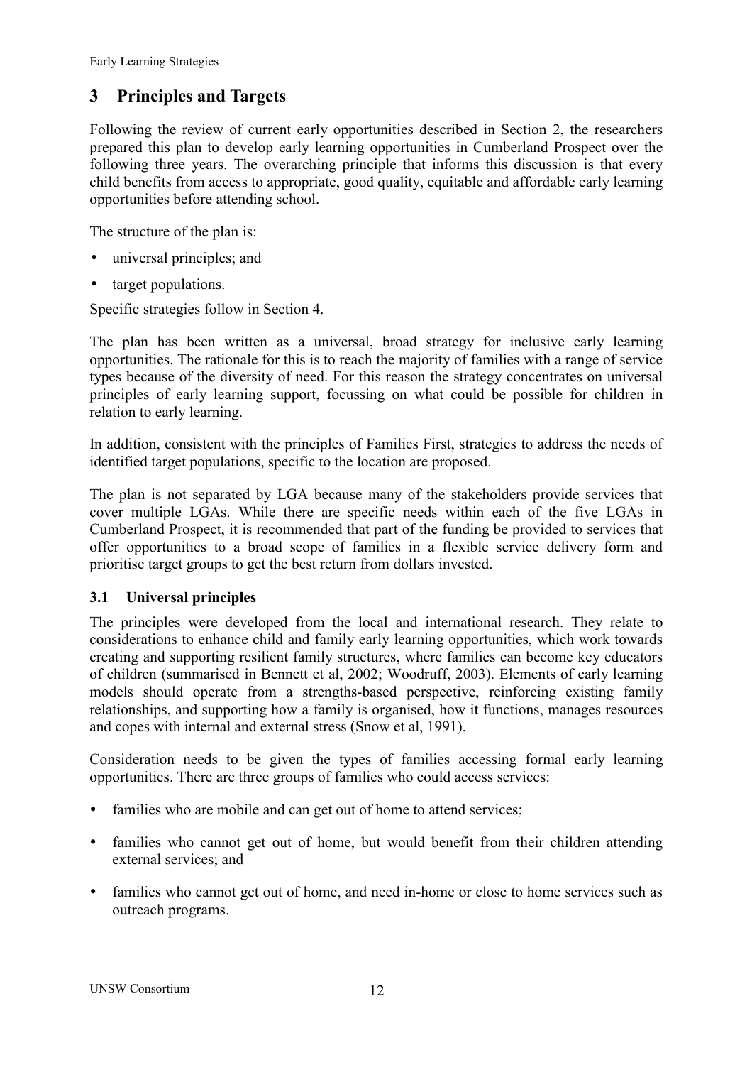## 3 Principles and Targets

Following the review of current early opportunities described in Section 2, the researchers prepared this plan to develop early learning opportunities in Cumberland Prospect over the following three years. The overarching principle that informs this discussion is that every child benefits from access to appropriate, good quality, equitable and affordable early learning opportunities before attending school.

The structure of the plan is:

- universal principles; and
- target populations.

Specific strategies follow in Section 4.

The plan has been written as a universal, broad strategy for inclusive early learning opportunities. The rationale for this is to reach the majority of families with a range of service types because of the diversity of need. For this reason the strategy concentrates on universal principles of early learning support, focussing on what could be possible for children in relation to early learning.

In addition, consistent with the principles of Families First, strategies to address the needs of identified target populations, specific to the location are proposed.

The plan is not separated by LGA because many of the stakeholders provide services that cover multiple LGAs. While there are specific needs within each of the five LGAs in Cumberland Prospect, it is recommended that part of the funding be provided to services that offer opportunities to a broad scope of families in a flexible service delivery form and prioritise target groups to get the best return from dollars invested.

### 3.1 Universal principles

The principles were developed from the local and international research. They relate to considerations to enhance child and family early learning opportunities, which work towards creating and supporting resilient family structures, where families can become key educators of children (summarised in Bennett et al, 2002; Woodruff, 2003). Elements of early learning models should operate from a strengths-based perspective, reinforcing existing family relationships, and supporting how a family is organised, how it functions, manages resources and copes with internal and external stress (Snow et al, 1991).

Consideration needs to be given the types of families accessing formal early learning opportunities. There are three groups of families who could access services:

- families who are mobile and can get out of home to attend services;
- families who cannot get out of home, but would benefit from their children attending external services; and
- families who cannot get out of home, and need in-home or close to home services such as outreach programs.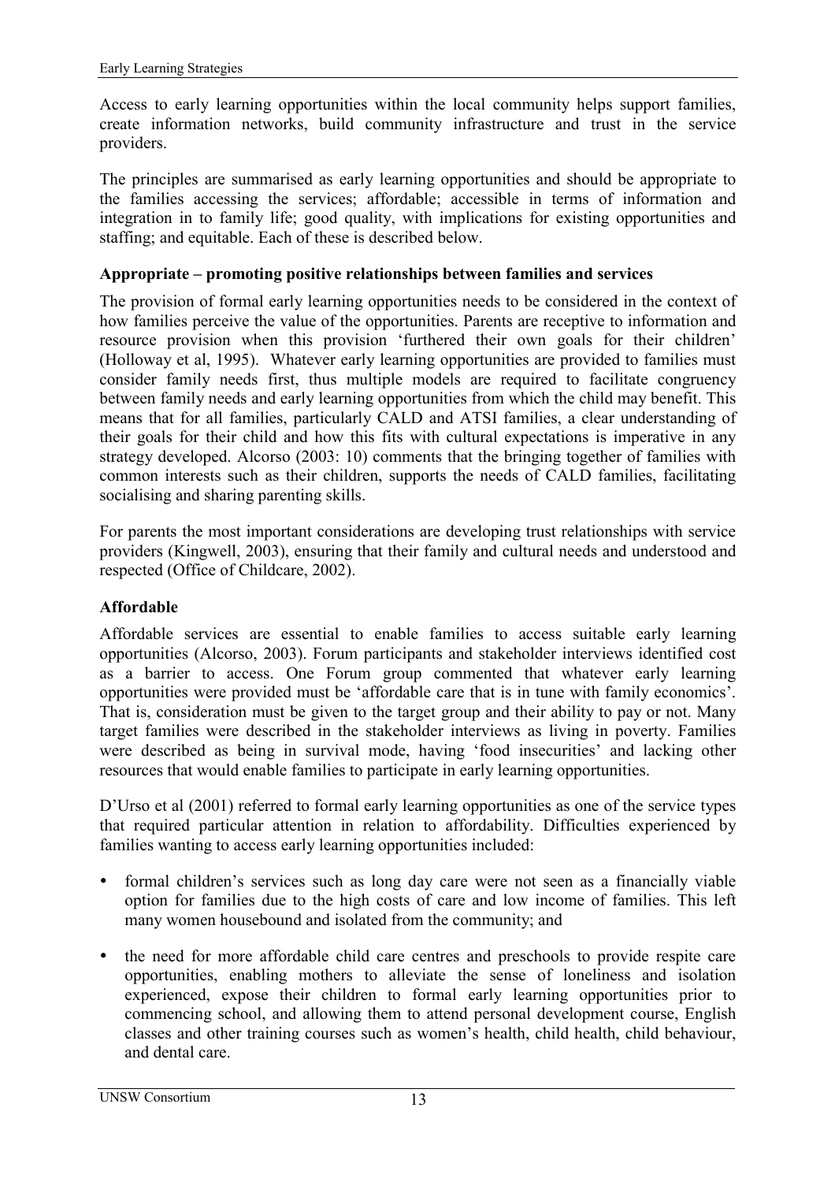Access to early learning opportunities within the local community helps support families, create information networks, build community infrastructure and trust in the service providers.

The principles are summarised as early learning opportunities and should be appropriate to the families accessing the services; affordable; accessible in terms of information and integration in to family life; good quality, with implications for existing opportunities and staffing; and equitable. Each of these is described below.

### Appropriate – promoting positive relationships between families and services

The provision of formal early learning opportunities needs to be considered in the context of how families perceive the value of the opportunities. Parents are receptive to information and resource provision when this provision 'furthered their own goals for their children' (Holloway et al, 1995). Whatever early learning opportunities are provided to families must consider family needs first, thus multiple models are required to facilitate congruency between family needs and early learning opportunities from which the child may benefit. This means that for all families, particularly CALD and ATSI families, a clear understanding of their goals for their child and how this fits with cultural expectations is imperative in any strategy developed. Alcorso (2003: 10) comments that the bringing together of families with common interests such as their children, supports the needs of CALD families, facilitating socialising and sharing parenting skills.

For parents the most important considerations are developing trust relationships with service providers (Kingwell, 2003), ensuring that their family and cultural needs and understood and respected (Office of Childcare, 2002).

### Affordable

Affordable services are essential to enable families to access suitable early learning opportunities (Alcorso, 2003). Forum participants and stakeholder interviews identified cost as a barrier to access. One Forum group commented that whatever early learning opportunities were provided must be 'affordable care that is in tune with family economics'. That is, consideration must be given to the target group and their ability to pay or not. Many target families were described in the stakeholder interviews as living in poverty. Families were described as being in survival mode, having 'food insecurities' and lacking other resources that would enable families to participate in early learning opportunities.

D'Urso et al (2001) referred to formal early learning opportunities as one of the service types that required particular attention in relation to affordability. Difficulties experienced by families wanting to access early learning opportunities included:

- formal children's services such as long day care were not seen as a financially viable option for families due to the high costs of care and low income of families. This left many women housebound and isolated from the community; and
- the need for more affordable child care centres and preschools to provide respite care opportunities, enabling mothers to alleviate the sense of loneliness and isolation experienced, expose their children to formal early learning opportunities prior to commencing school, and allowing them to attend personal development course, English classes and other training courses such as women's health, child health, child behaviour, and dental care.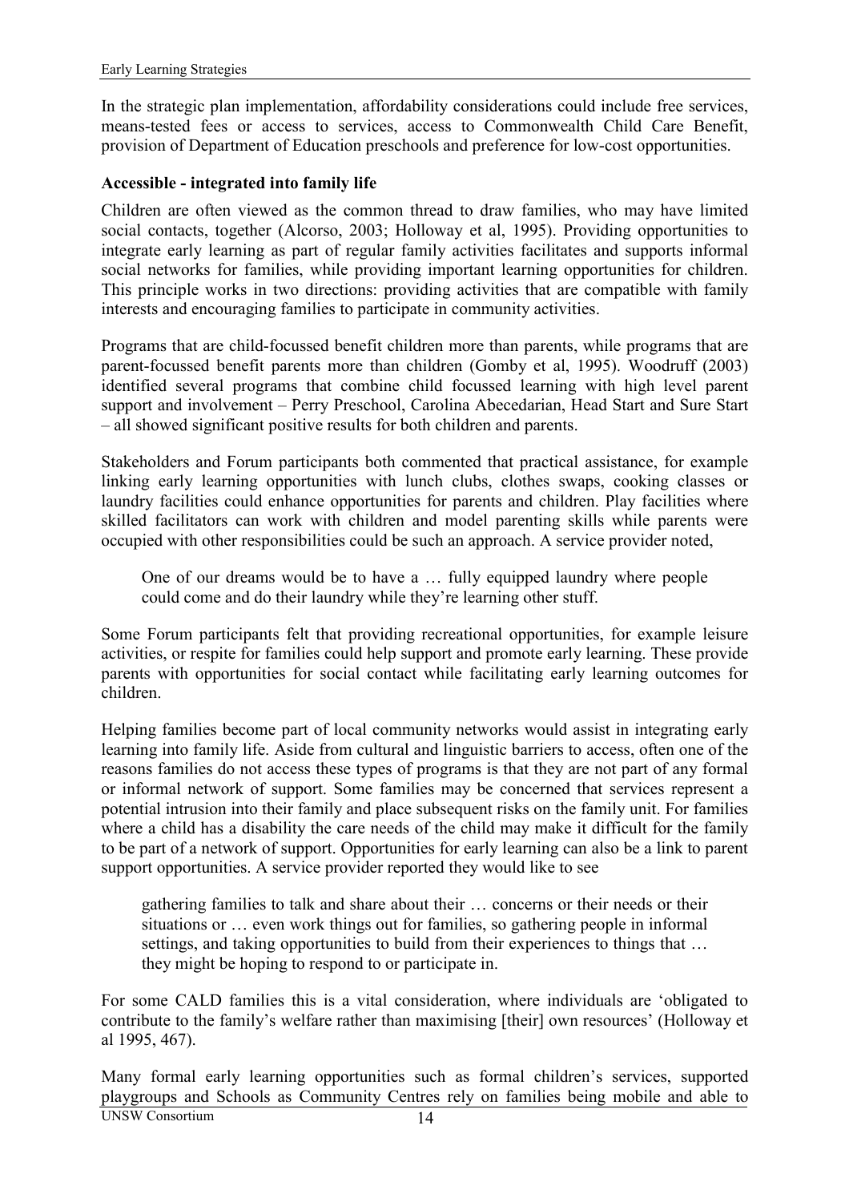In the strategic plan implementation, affordability considerations could include free services, means-tested fees or access to services, access to Commonwealth Child Care Benefit, provision of Department of Education preschools and preference for low-cost opportunities.

**Accessible - integrated into family life**

Children are often viewed as the common thread to draw families, who may have limited social contacts, together (Alcorso, 2003; Holloway et al, 1995). Providing opportunities to integrate early learning as part of regular family activities facilitates and supports informal social networks for families, while providing important learning opportunities for children. This principle works in two directions: providing activities that are compatible with family interests and encouraging families to participate in community activities.

Programs that are child-focussed benefit children more than parents, while programs that are parent-focussed benefit parents more than children (Gomby et al, 1995). Woodruff (2003) identified several programs that combine child focussed learning with high level parent support and involvement – Perry Preschool, Carolina Abecedarian, Head Start and Sure Start – all showed significant positive results for both children and parents.

Stakeholders and Forum participants both commented that practical assistance, for example linking early learning opportunities with lunch clubs, clothes swaps, cooking classes or laundry facilities could enhance opportunities for parents and children. Play facilities where skilled facilitators can work with children and model parenting skills while parents were occupied with other responsibilities could be such an approach. A service provider noted,

> One of our dreams would be to have a … fully equipped laundry where people could come and do their laundry while they're learning other stuff.

Some Forum participants felt that providing recreational opportunities, for example leisure activities, or respite for families could help support and promote early learning. These provide parents with opportunities for social contact while facilitating early learning outcomes for children.

Helping families become part of local community networks would assist in integrating early learning into family life. Aside from cultural and linguistic barriers to access, often one of the reasons families do not access these types of programs is that they are not part of any formal or informal network of support. Some families may be concerned that services represent a potential intrusion into their family and place subsequent risks on the family unit. For families where a child has a disability the care needs of the child may make it difficult for the family to be part of a network of support. Opportunities for early learning can also be a link to parent support opportunities. A service provider reported they would like to see

> gathering families to talk and share about their … concerns or their needs or their situations or … even work things out for families, so gathering people in informal settings, and taking opportunities to build from their experiences to things that … they might be hoping to respond to or participate in.

For some CALD families this is a vital consideration, where individuals are 'obligated to contribute to the family's welfare rather than maximising [their] own resources' (Holloway et al 1995, 467).

Many formal early learning opportunities such as formal children's services, supported playgroups and Schools as Community Centres rely on families being mobile and able to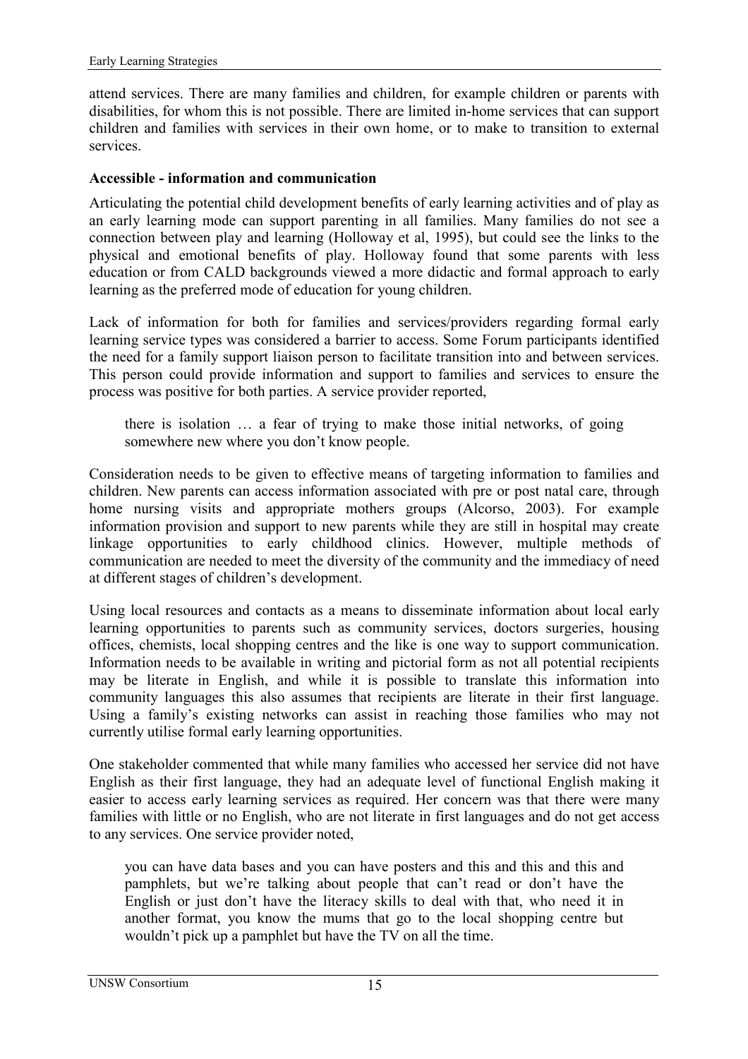attend services. There are many families and children, for example children or parents with disabilities, for whom this is not possible. There are limited in-home services that can support children and families with services in their own home, or to make to transition to external services.

**Accessible - information and communication**

Articulating the potential child development benefits of early learning activities and of play as an early learning mode can support parenting in all families. Many families do not see a connection between play and learning (Holloway et al, 1995), but could see the links to the physical and emotional benefits of play. Holloway found that some parents with less education or from CALD backgrounds viewed a more didactic and formal approach to early learning as the preferred mode of education for young children.

Lack of information for both for families and services/providers regarding formal early learning service types was considered a barrier to access. Some Forum participants identified the need for a family support liaison person to facilitate transition into and between services. This person could provide information and support to families and services to ensure the process was positive for both parties. A service provider reported,

> there is isolation … a fear of trying to make those initial networks, of going somewhere new where you don't know people.

Consideration needs to be given to effective means of targeting information to families and children. New parents can access information associated with pre or post natal care, through home nursing visits and appropriate mothers groups (Alcorso, 2003). For example information provision and support to new parents while they are still in hospital may create linkage opportunities to early childhood clinics. However, multiple methods of communication are needed to meet the diversity of the community and the immediacy of need at different stages of children's development.

Using local resources and contacts as a means to disseminate information about local early learning opportunities to parents such as community services, doctors surgeries, housing offices, chemists, local shopping centres and the like is one way to support communication. Information needs to be available in writing and pictorial form as not all potential recipients may be literate in English, and while it is possible to translate this information into community languages this also assumes that recipients are literate in their first language. Using a family's existing networks can assist in reaching those families who may not currently utilise formal early learning opportunities.

One stakeholder commented that while many families who accessed her service did not have English as their first language, they had an adequate level of functional English making it easier to access early learning services as required. Her concern was that there were many families with little or no English, who are not literate in first languages and do not get access to any services. One service provider noted,

> you can have data bases and you can have posters and this and this and this and pamphlets, but we're talking about people that can't read or don't have the English or just don't have the literacy skills to deal with that, who need it in another format, you know the mums that go to the local shopping centre but wouldn't pick up a pamphlet but have the TV on all the time.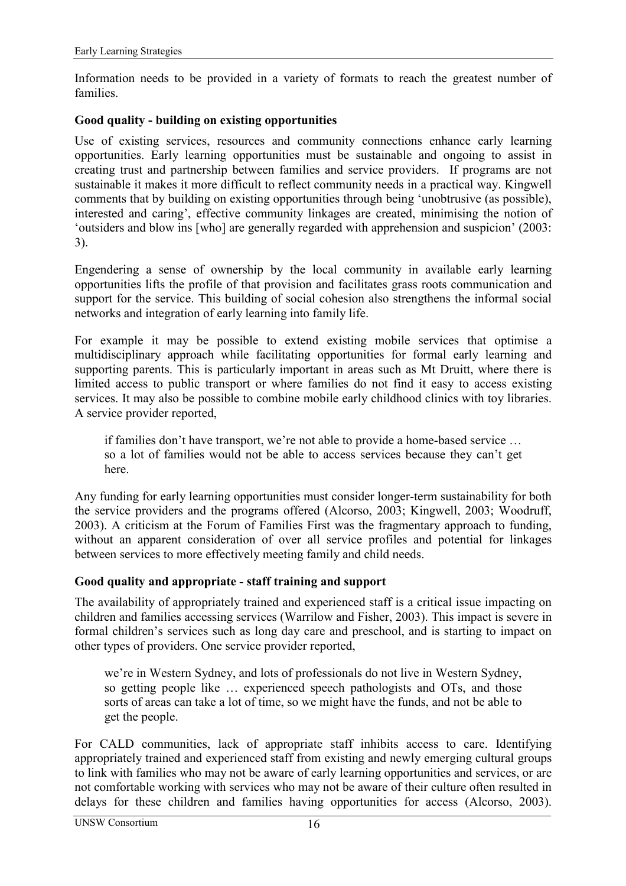Information needs to be provided in a variety of formats to reach the greatest number of families.

**Good quality - building on existing opportunities**

Use of existing services, resources and community connections enhance early learning opportunities. Early learning opportunities must be sustainable and ongoing to assist in creating trust and partnership between families and service providers. If programs are not sustainable it makes it more difficult to reflect community needs in a practical way. Kingwell comments that by building on existing opportunities through being 'unobtrusive (as possible), interested and caring', effective community linkages are created, minimising the notion of 'outsiders and blow ins [who] are generally regarded with apprehension and suspicion' (2003: 3).

Engendering a sense of ownership by the local community in available early learning opportunities lifts the profile of that provision and facilitates grass roots communication and support for the service. This building of social cohesion also strengthens the informal social networks and integration of early learning into family life.

For example it may be possible to extend existing mobile services that optimise a multidisciplinary approach while facilitating opportunities for formal early learning and supporting parents. This is particularly important in areas such as Mt Druitt, where there is limited access to public transport or where families do not find it easy to access existing services. It may also be possible to combine mobile early childhood clinics with toy libraries. A service provider reported,

> if families don't have transport, we're not able to provide a home-based service … so a lot of families would not be able to access services because they can't get here.

Any funding for early learning opportunities must consider longer-term sustainability for both the service providers and the programs offered (Alcorso, 2003; Kingwell, 2003; Woodruff, 2003). A criticism at the Forum of Families First was the fragmentary approach to funding, without an apparent consideration of over all service profiles and potential for linkages between services to more effectively meeting family and child needs.

**Good quality and appropriate - staff training and support**

The availability of appropriately trained and experienced staff is a critical issue impacting on children and families accessing services (Warrilow and Fisher, 2003). This impact is severe in formal children's services such as long day care and preschool, and is starting to impact on other types of providers. One service provider reported,

> we're in Western Sydney, and lots of professionals do not live in Western Sydney, so getting people like … experienced speech pathologists and OTs, and those sorts of areas can take a lot of time, so we might have the funds, and not be able to get the people.

For CALD communities, lack of appropriate staff inhibits access to care. Identifying appropriately trained and experienced staff from existing and newly emerging cultural groups to link with families who may not be aware of early learning opportunities and services, or are not comfortable working with services who may not be aware of their culture often resulted in delays for these children and families having opportunities for access (Alcorso, 2003).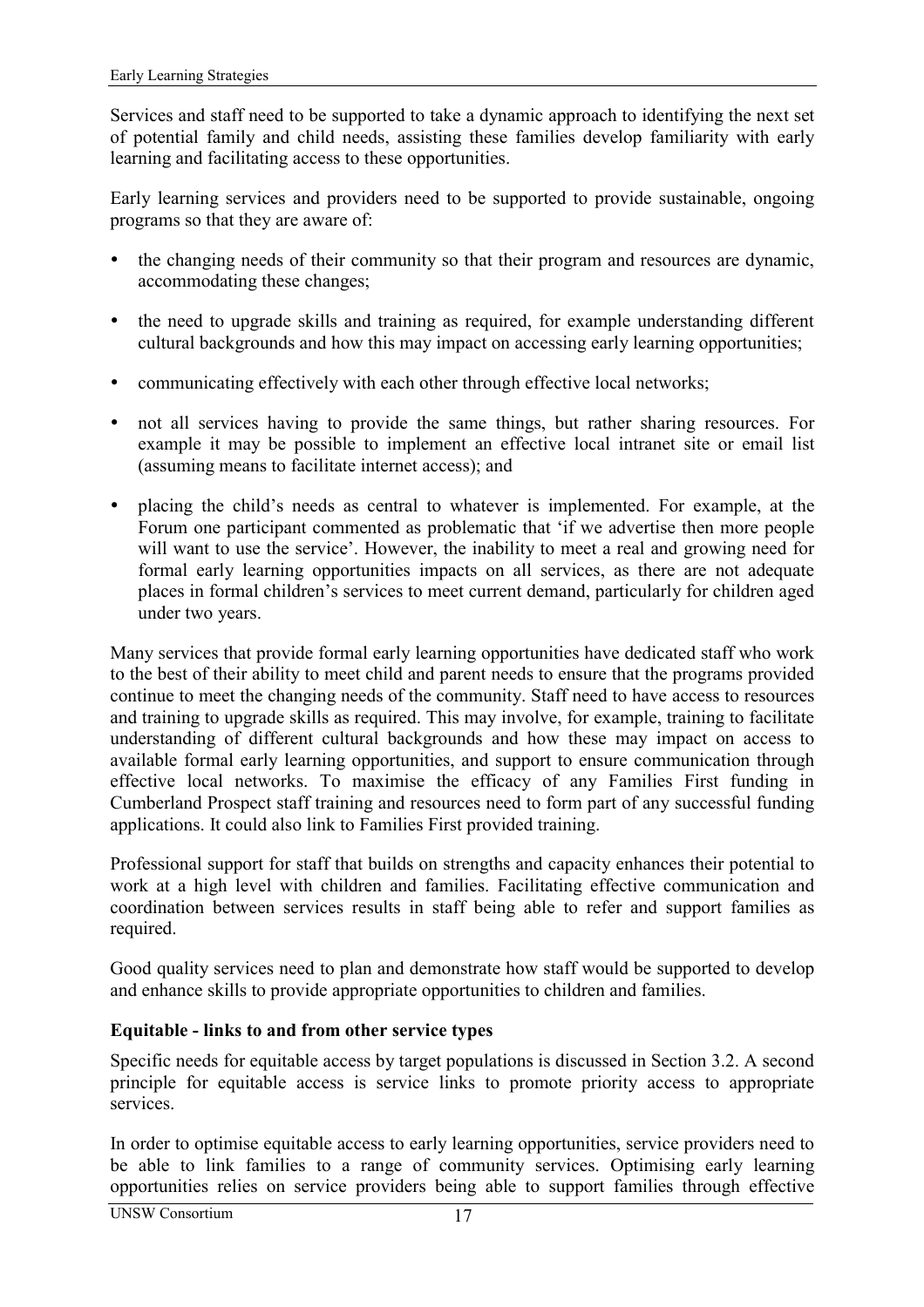Services and staff need to be supported to take a dynamic approach to identifying the next set of potential family and child needs, assisting these families develop familiarity with early learning and facilitating access to these opportunities.

Early learning services and providers need to be supported to provide sustainable, ongoing programs so that they are aware of:

- the changing needs of their community so that their program and resources are dynamic, accommodating these changes;
- the need to upgrade skills and training as required, for example understanding different cultural backgrounds and how this may impact on accessing early learning opportunities;
- communicating effectively with each other through effective local networks;
- not all services having to provide the same things, but rather sharing resources. For example it may be possible to implement an effective local intranet site or email list (assuming means to facilitate internet access); and
- placing the child's needs as central to whatever is implemented. For example, at the Forum one participant commented as problematic that 'if we advertise then more people will want to use the service'. However, the inability to meet a real and growing need for formal early learning opportunities impacts on all services, as there are not adequate places in formal children's services to meet current demand, particularly for children aged under two years.

Many services that provide formal early learning opportunities have dedicated staff who work to the best of their ability to meet child and parent needs to ensure that the programs provided continue to meet the changing needs of the community. Staff need to have access to resources and training to upgrade skills as required. This may involve, for example, training to facilitate understanding of different cultural backgrounds and how these may impact on access to available formal early learning opportunities, and support to ensure communication through effective local networks. To maximise the efficacy of any Families First funding in Cumberland Prospect staff training and resources need to form part of any successful funding applications. It could also link to Families First provided training.

Professional support for staff that builds on strengths and capacity enhances their potential to work at a high level with children and families. Facilitating effective communication and coordination between services results in staff being able to refer and support families as required.

Good quality services need to plan and demonstrate how staff would be supported to develop and enhance skills to provide appropriate opportunities to children and families.

**Equitable - links to and from other service types**

Specific needs for equitable access by target populations is discussed in Section 3.2. A second principle for equitable access is service links to promote priority access to appropriate services.

In order to optimise equitable access to early learning opportunities, service providers need to be able to link families to a range of community services. Optimising early learning opportunities relies on service providers being able to support families through effective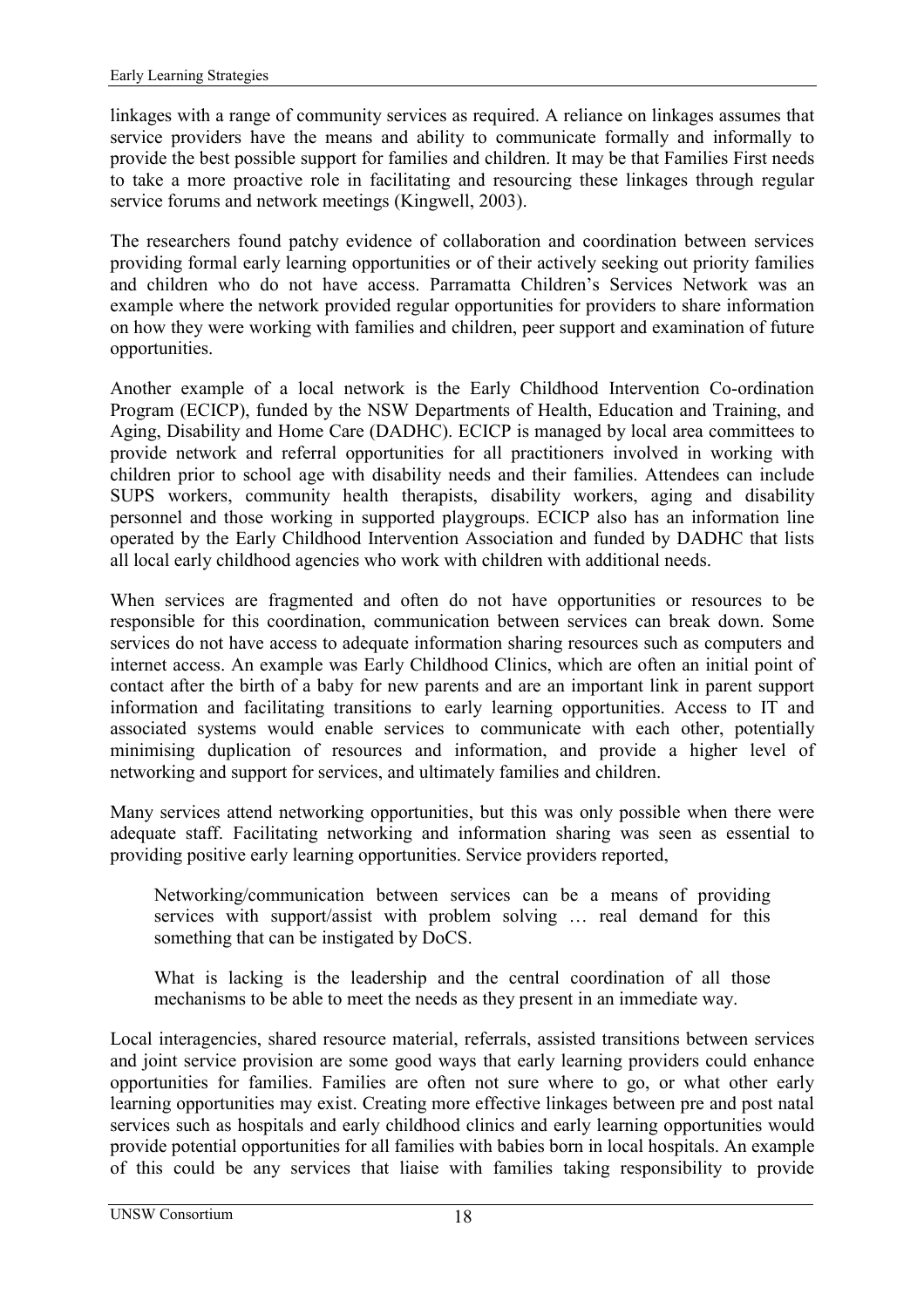linkages with a range of community services as required. A reliance on linkages assumes that service providers have the means and ability to communicate formally and informally to provide the best possible support for families and children. It may be that Families First needs to take a more proactive role in facilitating and resourcing these linkages through regular service forums and network meetings (Kingwell, 2003).

The researchers found patchy evidence of collaboration and coordination between services providing formal early learning opportunities or of their actively seeking out priority families and children who do not have access. Parramatta Children's Services Network was an example where the network provided regular opportunities for providers to share information on how they were working with families and children, peer support and examination of future opportunities.

Another example of a local network is the Early Childhood Intervention Co-ordination Program (ECICP), funded by the NSW Departments of Health, Education and Training, and Aging, Disability and Home Care (DADHC). ECICP is managed by local area committees to provide network and referral opportunities for all practitioners involved in working with children prior to school age with disability needs and their families. Attendees can include SUPS workers, community health therapists, disability workers, aging and disability personnel and those working in supported playgroups. ECICP also has an information line operated by the Early Childhood Intervention Association and funded by DADHC that lists all local early childhood agencies who work with children with additional needs.

When services are fragmented and often do not have opportunities or resources to be responsible for this coordination, communication between services can break down. Some services do not have access to adequate information sharing resources such as computers and internet access. An example was Early Childhood Clinics, which are often an initial point of contact after the birth of a baby for new parents and are an important link in parent support information and facilitating transitions to early learning opportunities. Access to IT and associated systems would enable services to communicate with each other, potentially minimising duplication of resources and information, and provide a higher level of networking and support for services, and ultimately families and children.

Many services attend networking opportunities, but this was only possible when there were adequate staff. Facilitating networking and information sharing was seen as essential to providing positive early learning opportunities. Service providers reported,

> Networking/communication between services can be a means of providing services with support/assist with problem solving … real demand for this something that can be instigated by DoCS.

> What is lacking is the leadership and the central coordination of all those mechanisms to be able to meet the needs as they present in an immediate way.

Local interagencies, shared resource material, referrals, assisted transitions between services and joint service provision are some good ways that early learning providers could enhance opportunities for families. Families are often not sure where to go, or what other early learning opportunities may exist. Creating more effective linkages between pre and post natal services such as hospitals and early childhood clinics and early learning opportunities would provide potential opportunities for all families with babies born in local hospitals. An example of this could be any services that liaise with families taking responsibility to provide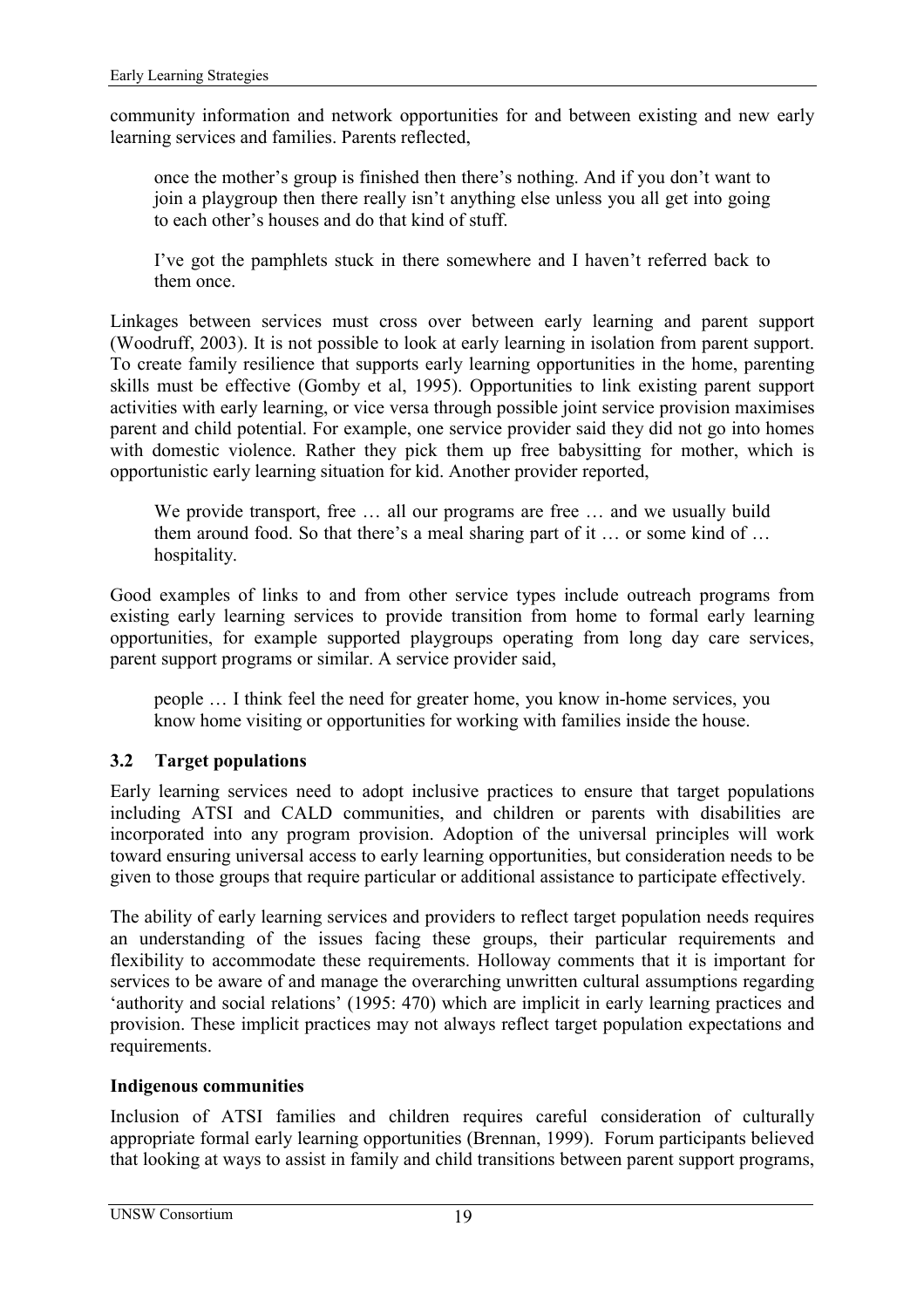community information and network opportunities for and between existing and new early learning services and families. Parents reflected,

> once the mother's group is finished then there's nothing. And if you don't want to join a playgroup then there really isn't anything else unless you all get into going to each other's houses and do that kind of stuff.

> I've got the pamphlets stuck in there somewhere and I haven't referred back to them once.

Linkages between services must cross over between early learning and parent support (Woodruff, 2003). It is not possible to look at early learning in isolation from parent support. To create family resilience that supports early learning opportunities in the home, parenting skills must be effective (Gomby et al, 1995). Opportunities to link existing parent support activities with early learning, or vice versa through possible joint service provision maximises parent and child potential. For example, one service provider said they did not go into homes with domestic violence. Rather they pick them up free babysitting for mother, which is opportunistic early learning situation for kid. Another provider reported,

> We provide transport, free … all our programs are free … and we usually build them around food. So that there's a meal sharing part of it … or some kind of … hospitality.

Good examples of links to and from other service types include outreach programs from existing early learning services to provide transition from home to formal early learning opportunities, for example supported playgroups operating from long day care services, parent support programs or similar. A service provider said,

> people … I think feel the need for greater home, you know in-home services, you know home visiting or opportunities for working with families inside the house.

## 3.2 Target populations

Early learning services need to adopt inclusive practices to ensure that target populations including ATSI and CALD communities, and children or parents with disabilities are incorporated into any program provision. Adoption of the universal principles will work toward ensuring universal access to early learning opportunities, but consideration needs to be given to those groups that require particular or additional assistance to participate effectively.

The ability of early learning services and providers to reflect target population needs requires an understanding of the issues facing these groups, their particular requirements and flexibility to accommodate these requirements. Holloway comments that it is important for services to be aware of and manage the overarching unwritten cultural assumptions regarding 'authority and social relations' (1995: 470) which are implicit in early learning practices and provision. These implicit practices may not always reflect target population expectations and requirements.

**Indigenous communities**

Inclusion of ATSI families and children requires careful consideration of culturally appropriate formal early learning opportunities (Brennan, 1999). Forum participants believed that looking at ways to assist in family and child transitions between parent support programs,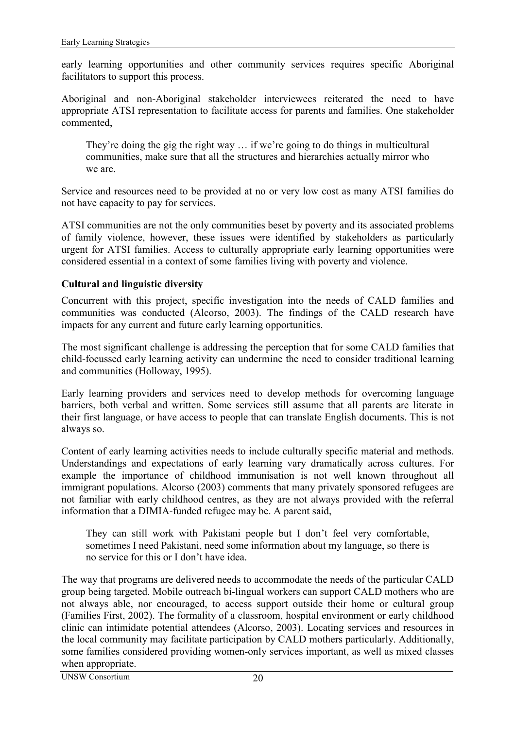early learning opportunities and other community services requires specific Aboriginal facilitators to support this process.

Aboriginal and non-Aboriginal stakeholder interviewees reiterated the need to have appropriate ATSI representation to facilitate access for parents and families. One stakeholder commented,

> They're doing the gig the right way … if we're going to do things in multicultural communities, make sure that all the structures and hierarchies actually mirror who we are.

Service and resources need to be provided at no or very low cost as many ATSI families do not have capacity to pay for services.

ATSI communities are not the only communities beset by poverty and its associated problems of family violence, however, these issues were identified by stakeholders as particularly urgent for ATSI families. Access to culturally appropriate early learning opportunities were considered essential in a context of some families living with poverty and violence.

**Cultural and linguistic diversity**

Concurrent with this project, specific investigation into the needs of CALD families and communities was conducted (Alcorso, 2003). The findings of the CALD research have impacts for any current and future early learning opportunities.

The most significant challenge is addressing the perception that for some CALD families that child-focussed early learning activity can undermine the need to consider traditional learning and communities (Holloway, 1995).

Early learning providers and services need to develop methods for overcoming language barriers, both verbal and written. Some services still assume that all parents are literate in their first language, or have access to people that can translate English documents. This is not always so.

Content of early learning activities needs to include culturally specific material and methods. Understandings and expectations of early learning vary dramatically across cultures. For example the importance of childhood immunisation is not well known throughout all immigrant populations. Alcorso (2003) comments that many privately sponsored refugees are not familiar with early childhood centres, as they are not always provided with the referral information that a DIMIA-funded refugee may be. A parent said,

> They can still work with Pakistani people but I don't feel very comfortable, sometimes I need Pakistani, need some information about my language, so there is no service for this or I don't have idea.

The way that programs are delivered needs to accommodate the needs of the particular CALD group being targeted. Mobile outreach bi-lingual workers can support CALD mothers who are not always able, nor encouraged, to access support outside their home or cultural group (Families First, 2002). The formality of a classroom, hospital environment or early childhood clinic can intimidate potential attendees (Alcorso, 2003). Locating services and resources in the local community may facilitate participation by CALD mothers particularly. Additionally, some families considered providing women-only services important, as well as mixed classes when appropriate.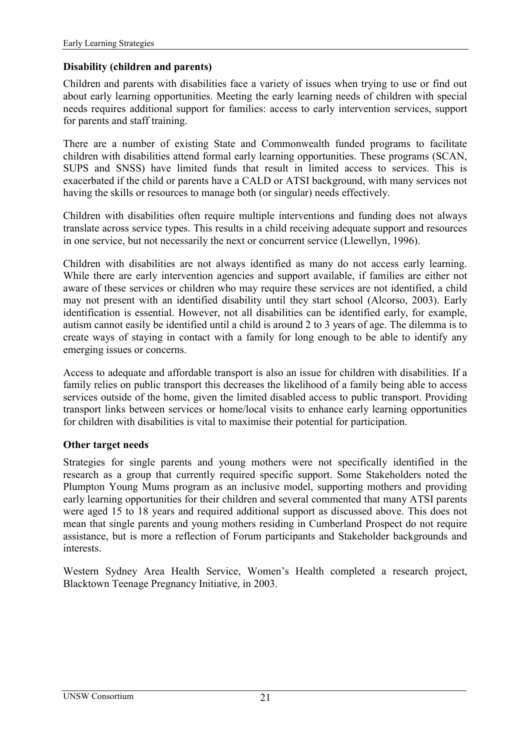### Disability (children and parents)

Children and parents with disabilities face a variety of issues when trying to use or find out about early learning opportunities. Meeting the early learning needs of children with special needs requires additional support for families: access to early intervention services, support for parents and staff training.

There are a number of existing State and Commonwealth funded programs to facilitate children with disabilities attend formal early learning opportunities. These programs (SCAN, SUPS and SNSS) have limited funds that result in limited access to services. This is exacerbated if the child or parents have a CALD or ATSI background, with many services not having the skills or resources to manage both (or singular) needs effectively.

Children with disabilities often require multiple interventions and funding does not always translate across service types. This results in a child receiving adequate support and resources in one service, but not necessarily the next or concurrent service (Llewellyn, 1996).

Children with disabilities are not always identified as many do not access early learning. While there are early intervention agencies and support available, if families are either not aware of these services or children who may require these services are not identified, a child may not present with an identified disability until they start school (Alcorso, 2003). Early identification is essential. However, not all disabilities can be identified early, for example, autism cannot easily be identified until a child is around 2 to 3 years of age. The dilemma is to create ways of staying in contact with a family for long enough to be able to identify any emerging issues or concerns.

Access to adequate and affordable transport is also an issue for children with disabilities. If a family relies on public transport this decreases the likelihood of a family being able to access services outside of the home, given the limited disabled access to public transport. Providing transport links between services or home/local visits to enhance early learning opportunities for children with disabilities is vital to maximise their potential for participation.

### Other target needs

Strategies for single parents and young mothers were not specifically identified in the research as a group that currently required specific support. Some Stakeholders noted the Plumpton Young Mums program as an inclusive model, supporting mothers and providing early learning opportunities for their children and several commented that many ATSI parents were aged 15 to 18 years and required additional support as discussed above. This does not mean that single parents and young mothers residing in Cumberland Prospect do not require assistance, but is more a reflection of Forum participants and Stakeholder backgrounds and interests.

Western Sydney Area Health Service, Women's Health completed a research project, Blacktown Teenage Pregnancy Initiative, in 2003.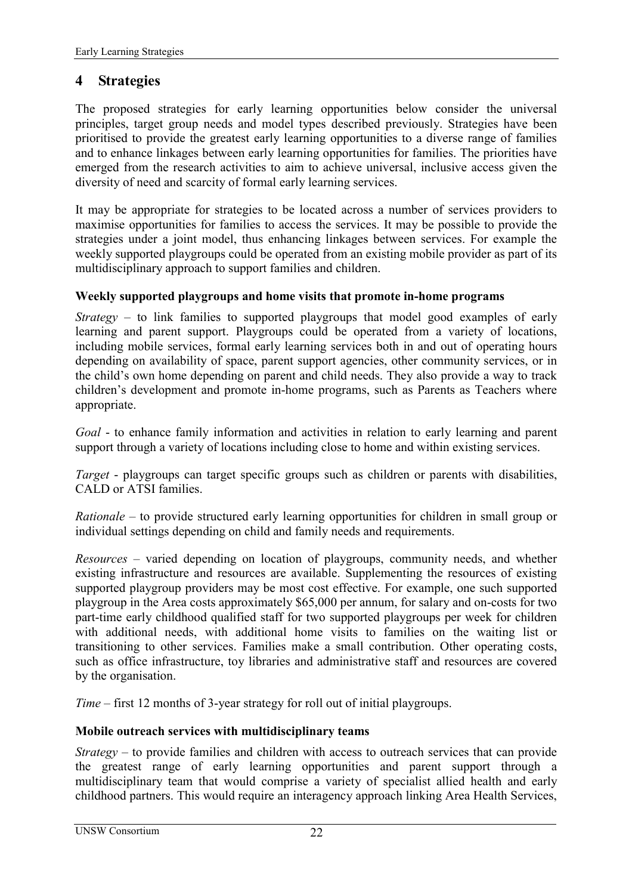## 4 Strategies

The proposed strategies for early learning opportunities below consider the universal principles, target group needs and model types described previously. Strategies have been prioritised to provide the greatest early learning opportunities to a diverse range of families and to enhance linkages between early learning opportunities for families. The priorities have emerged from the research activities to aim to achieve universal, inclusive access given the diversity of need and scarcity of formal early learning services.

It may be appropriate for strategies to be located across a number of services providers to maximise opportunities for families to access the services. It may be possible to provide the strategies under a joint model, thus enhancing linkages between services. For example the weekly supported playgroups could be operated from an existing mobile provider as part of its multidisciplinary approach to support families and children.

### Weekly supported playgroups and home visits that promote in-home programs

*Strategy* – to link families to supported playgroups that model good examples of early learning and parent support. Playgroups could be operated from a variety of locations, including mobile services, formal early learning services both in and out of operating hours depending on availability of space, parent support agencies, other community services, or in the child's own home depending on parent and child needs. They also provide a way to track children's development and promote in-home programs, such as Parents as Teachers where appropriate.

*Goal* - to enhance family information and activities in relation to early learning and parent support through a variety of locations including close to home and within existing services.

*Target* - playgroups can target specific groups such as children or parents with disabilities, CALD or ATSI families.

*Rationale* – to provide structured early learning opportunities for children in small group or individual settings depending on child and family needs and requirements.

*Resources* – varied depending on location of playgroups, community needs, and whether existing infrastructure and resources are available. Supplementing the resources of existing supported playgroup providers may be most cost effective. For example, one such supported playgroup in the Area costs approximately $65,000 per annum, for salary and on-costs for two part-time early childhood qualified staff for two supported playgroups per week for children with additional needs, with additional home visits to families on the waiting list or transitioning to other services. Families make a small contribution. Other operating costs, such as office infrastructure, toy libraries and administrative staff and resources are covered by the organisation.

*Time* – first 12 months of 3-year strategy for roll out of initial playgroups.

### Mobile outreach services with multidisciplinary teams

*Strategy* – to provide families and children with access to outreach services that can provide the greatest range of early learning opportunities and parent support through a multidisciplinary team that would comprise a variety of specialist allied health and early childhood partners. This would require an interagency approach linking Area Health Services,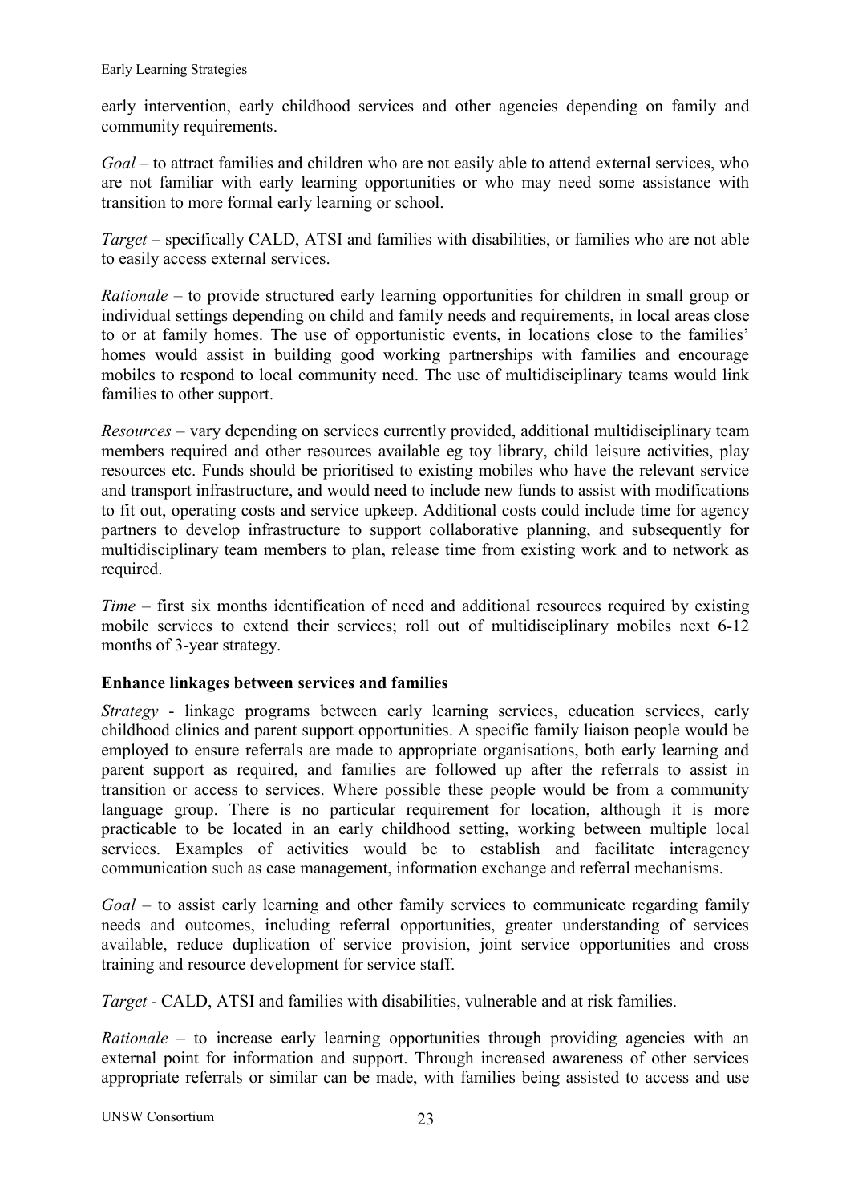early intervention, early childhood services and other agencies depending on family and community requirements.

*Goal* – to attract families and children who are not easily able to attend external services, who are not familiar with early learning opportunities or who may need some assistance with transition to more formal early learning or school.

*Target* – specifically CALD, ATSI and families with disabilities, or families who are not able to easily access external services.

*Rationale* – to provide structured early learning opportunities for children in small group or individual settings depending on child and family needs and requirements, in local areas close to or at family homes. The use of opportunistic events, in locations close to the families' homes would assist in building good working partnerships with families and encourage mobiles to respond to local community need. The use of multidisciplinary teams would link families to other support.

*Resources* – vary depending on services currently provided, additional multidisciplinary team members required and other resources available eg toy library, child leisure activities, play resources etc. Funds should be prioritised to existing mobiles who have the relevant service and transport infrastructure, and would need to include new funds to assist with modifications to fit out, operating costs and service upkeep. Additional costs could include time for agency partners to develop infrastructure to support collaborative planning, and subsequently for multidisciplinary team members to plan, release time from existing work and to network as required.

*Time* – first six months identification of need and additional resources required by existing mobile services to extend their services; roll out of multidisciplinary mobiles next 6-12 months of 3-year strategy.

**Enhance linkages between services and families**

*Strategy* - linkage programs between early learning services, education services, early childhood clinics and parent support opportunities. A specific family liaison people would be employed to ensure referrals are made to appropriate organisations, both early learning and parent support as required, and families are followed up after the referrals to assist in transition or access to services. Where possible these people would be from a community language group. There is no particular requirement for location, although it is more practicable to be located in an early childhood setting, working between multiple local services. Examples of activities would be to establish and facilitate interagency communication such as case management, information exchange and referral mechanisms.

*Goal* – to assist early learning and other family services to communicate regarding family needs and outcomes, including referral opportunities, greater understanding of services available, reduce duplication of service provision, joint service opportunities and cross training and resource development for service staff.

*Target* - CALD, ATSI and families with disabilities, vulnerable and at risk families.

*Rationale* – to increase early learning opportunities through providing agencies with an external point for information and support. Through increased awareness of other services appropriate referrals or similar can be made, with families being assisted to access and use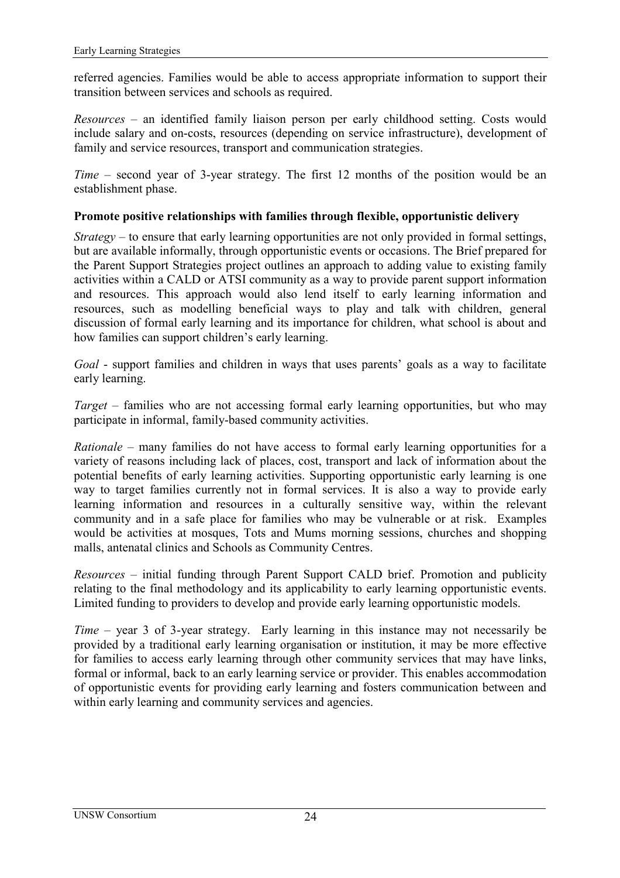referred agencies. Families would be able to access appropriate information to support their transition between services and schools as required.

*Resources* – an identified family liaison person per early childhood setting. Costs would include salary and on-costs, resources (depending on service infrastructure), development of family and service resources, transport and communication strategies.

*Time* – second year of 3-year strategy. The first 12 months of the position would be an establishment phase.

**Promote positive relationships with families through flexible, opportunistic delivery**

*Strategy* – to ensure that early learning opportunities are not only provided in formal settings, but are available informally, through opportunistic events or occasions. The Brief prepared for the Parent Support Strategies project outlines an approach to adding value to existing family activities within a CALD or ATSI community as a way to provide parent support information and resources. This approach would also lend itself to early learning information and resources, such as modelling beneficial ways to play and talk with children, general discussion of formal early learning and its importance for children, what school is about and how families can support children's early learning.

*Goal* - support families and children in ways that uses parents' goals as a way to facilitate early learning.

*Target* – families who are not accessing formal early learning opportunities, but who may participate in informal, family-based community activities.

*Rationale* – many families do not have access to formal early learning opportunities for a variety of reasons including lack of places, cost, transport and lack of information about the potential benefits of early learning activities. Supporting opportunistic early learning is one way to target families currently not in formal services. It is also a way to provide early learning information and resources in a culturally sensitive way, within the relevant community and in a safe place for families who may be vulnerable or at risk. Examples would be activities at mosques, Tots and Mums morning sessions, churches and shopping malls, antenatal clinics and Schools as Community Centres.

*Resources* – initial funding through Parent Support CALD brief. Promotion and publicity relating to the final methodology and its applicability to early learning opportunistic events. Limited funding to providers to develop and provide early learning opportunistic models.

*Time* – year 3 of 3-year strategy. Early learning in this instance may not necessarily be provided by a traditional early learning organisation or institution, it may be more effective for families to access early learning through other community services that may have links, formal or informal, back to an early learning service or provider. This enables accommodation of opportunistic events for providing early learning and fosters communication between and within early learning and community services and agencies.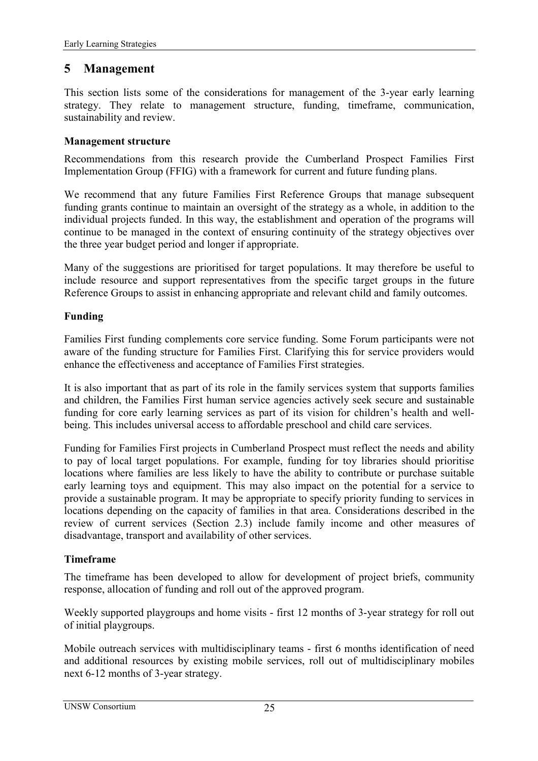# 5 Management

This section lists some of the considerations for management of the 3-year early learning strategy. They relate to management structure, funding, timeframe, communication, sustainability and review.

**Management structure**

Recommendations from this research provide the Cumberland Prospect Families First Implementation Group (FFIG) with a framework for current and future funding plans.

We recommend that any future Families First Reference Groups that manage subsequent funding grants continue to maintain an oversight of the strategy as a whole, in addition to the individual projects funded. In this way, the establishment and operation of the programs will continue to be managed in the context of ensuring continuity of the strategy objectives over the three year budget period and longer if appropriate.

Many of the suggestions are prioritised for target populations. It may therefore be useful to include resource and support representatives from the specific target groups in the future Reference Groups to assist in enhancing appropriate and relevant child and family outcomes.

## Funding

Families First funding complements core service funding. Some Forum participants were not aware of the funding structure for Families First. Clarifying this for service providers would enhance the effectiveness and acceptance of Families First strategies.

It is also important that as part of its role in the family services system that supports families and children, the Families First human service agencies actively seek secure and sustainable funding for core early learning services as part of its vision for children's health and well-being. This includes universal access to affordable preschool and child care services.

Funding for Families First projects in Cumberland Prospect must reflect the needs and ability to pay of local target populations. For example, funding for toy libraries should prioritise locations where families are less likely to have the ability to contribute or purchase suitable early learning toys and equipment. This may also impact on the potential for a service to provide a sustainable program. It may be appropriate to specify priority funding to services in locations depending on the capacity of families in that area. Considerations described in the review of current services (Section 2.3) include family income and other measures of disadvantage, transport and availability of other services.

## Timeframe

The timeframe has been developed to allow for development of project briefs, community response, allocation of funding and roll out of the approved program.

Weekly supported playgroups and home visits - first 12 months of 3-year strategy for roll out of initial playgroups.

Mobile outreach services with multidisciplinary teams - first 6 months identification of need and additional resources by existing mobile services, roll out of multidisciplinary mobiles next 6-12 months of 3-year strategy.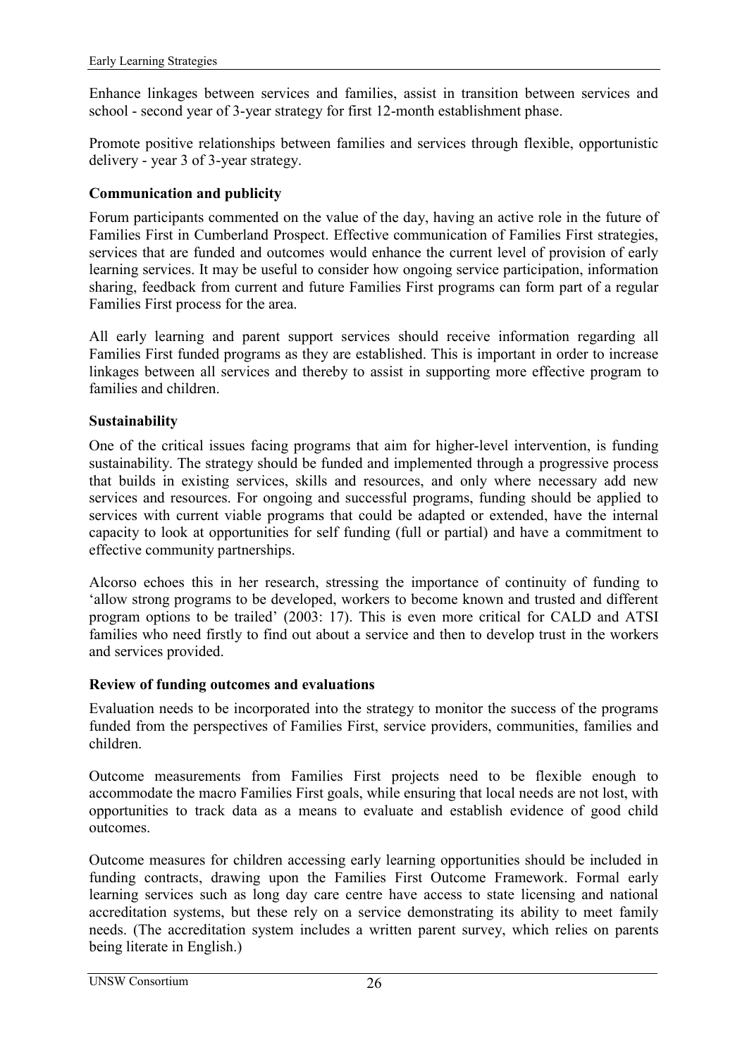Enhance linkages between services and families, assist in transition between services and school - second year of 3-year strategy for first 12-month establishment phase.

Promote positive relationships between families and services through flexible, opportunistic delivery - year 3 of 3-year strategy.

**Communication and publicity**

Forum participants commented on the value of the day, having an active role in the future of Families First in Cumberland Prospect. Effective communication of Families First strategies, services that are funded and outcomes would enhance the current level of provision of early learning services. It may be useful to consider how ongoing service participation, information sharing, feedback from current and future Families First programs can form part of a regular Families First process for the area.

All early learning and parent support services should receive information regarding all Families First funded programs as they are established. This is important in order to increase linkages between all services and thereby to assist in supporting more effective program to families and children.

**Sustainability**

One of the critical issues facing programs that aim for higher-level intervention, is funding sustainability. The strategy should be funded and implemented through a progressive process that builds in existing services, skills and resources, and only where necessary add new services and resources. For ongoing and successful programs, funding should be applied to services with current viable programs that could be adapted or extended, have the internal capacity to look at opportunities for self funding (full or partial) and have a commitment to effective community partnerships.

Alcorso echoes this in her research, stressing the importance of continuity of funding to 'allow strong programs to be developed, workers to become known and trusted and different program options to be trailed' (2003: 17). This is even more critical for CALD and ATSI families who need firstly to find out about a service and then to develop trust in the workers and services provided.

**Review of funding outcomes and evaluations**

Evaluation needs to be incorporated into the strategy to monitor the success of the programs funded from the perspectives of Families First, service providers, communities, families and children.

Outcome measurements from Families First projects need to be flexible enough to accommodate the macro Families First goals, while ensuring that local needs are not lost, with opportunities to track data as a means to evaluate and establish evidence of good child outcomes.

Outcome measures for children accessing early learning opportunities should be included in funding contracts, drawing upon the Families First Outcome Framework. Formal early learning services such as long day care centre have access to state licensing and national accreditation systems, but these rely on a service demonstrating its ability to meet family needs. (The accreditation system includes a written parent survey, which relies on parents being literate in English.)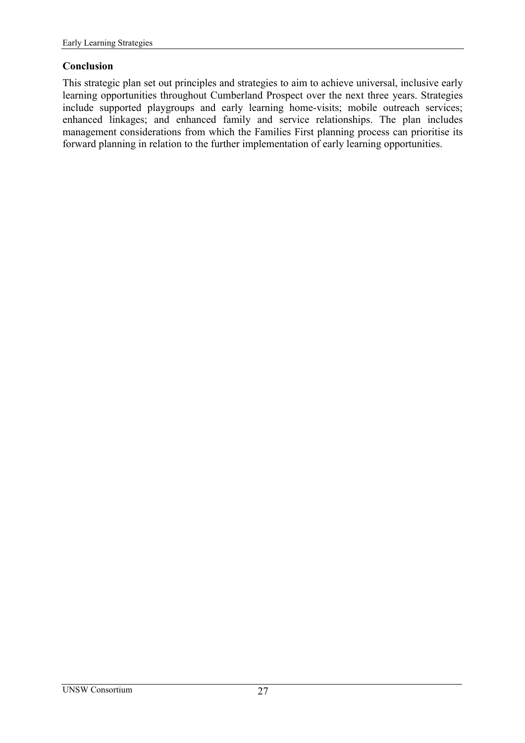## Conclusion

This strategic plan set out principles and strategies to aim to achieve universal, inclusive early learning opportunities throughout Cumberland Prospect over the next three years. Strategies include supported playgroups and early learning home-visits; mobile outreach services; enhanced linkages; and enhanced family and service relationships. The plan includes management considerations from which the Families First planning process can prioritise its forward planning in relation to the further implementation of early learning opportunities.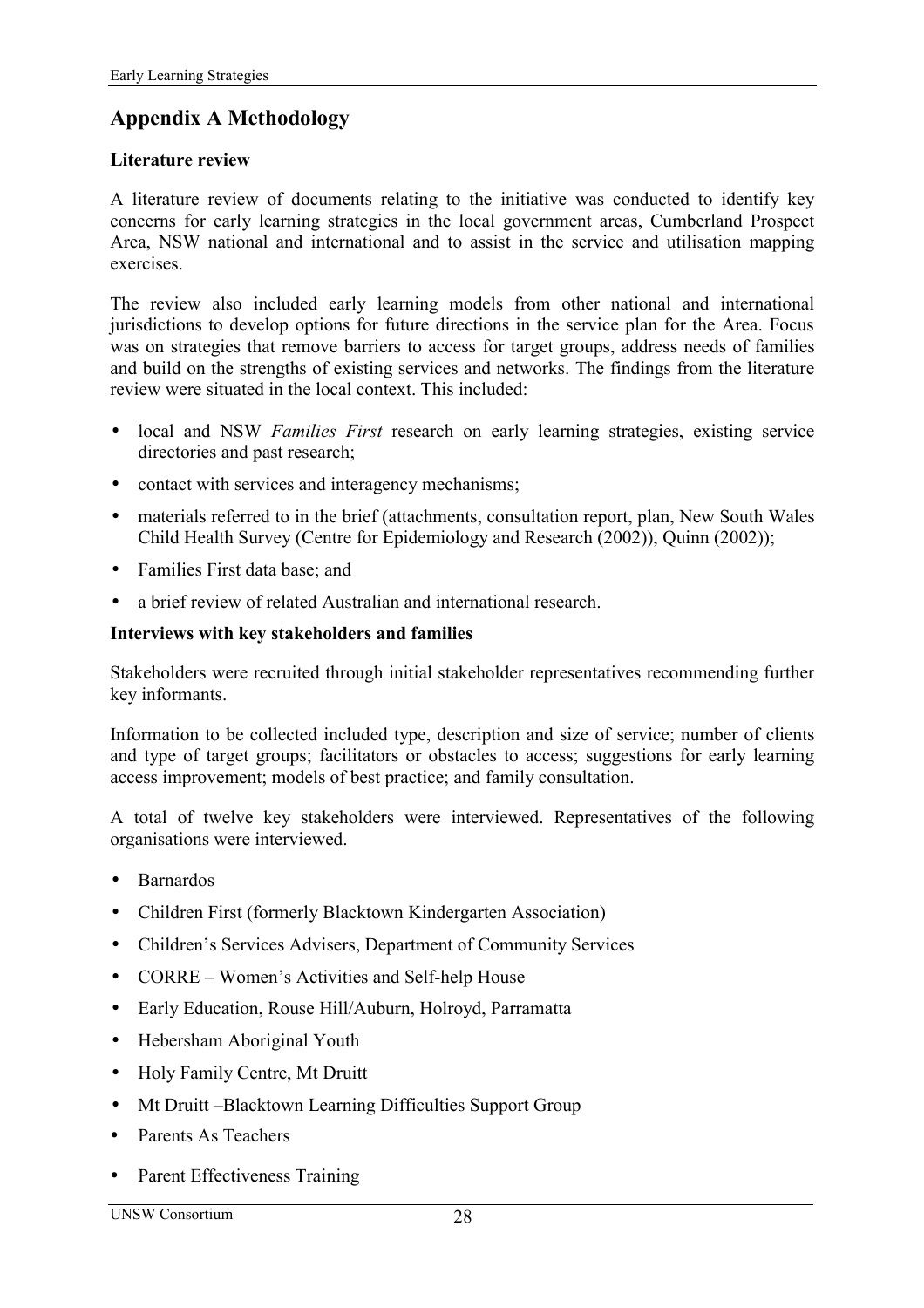## Appendix A Methodology

**Literature review**

A literature review of documents relating to the initiative was conducted to identify key concerns for early learning strategies in the local government areas, Cumberland Prospect Area, NSW national and international and to assist in the service and utilisation mapping exercises.

The review also included early learning models from other national and international jurisdictions to develop options for future directions in the service plan for the Area. Focus was on strategies that remove barriers to access for target groups, address needs of families and build on the strengths of existing services and networks. The findings from the literature review were situated in the local context. This included:

- local and NSW *Families First* research on early learning strategies, existing service directories and past research;
- contact with services and interagency mechanisms;
- materials referred to in the brief (attachments, consultation report, plan, New South Wales Child Health Survey (Centre for Epidemiology and Research (2002)), Quinn (2002));
- Families First data base; and
- a brief review of related Australian and international research.

**Interviews with key stakeholders and families**

Stakeholders were recruited through initial stakeholder representatives recommending further key informants.

Information to be collected included type, description and size of service; number of clients and type of target groups; facilitators or obstacles to access; suggestions for early learning access improvement; models of best practice; and family consultation.

A total of twelve key stakeholders were interviewed. Representatives of the following organisations were interviewed.

- Barnardos
- Children First (formerly Blacktown Kindergarten Association)
- Children's Services Advisers, Department of Community Services
- CORRE – Women's Activities and Self-help House
- Early Education, Rouse Hill/Auburn, Holroyd, Parramatta
- Hebersham Aboriginal Youth
- Holy Family Centre, Mt Druitt
- Mt Druitt –Blacktown Learning Difficulties Support Group
- Parents As Teachers
- Parent Effectiveness Training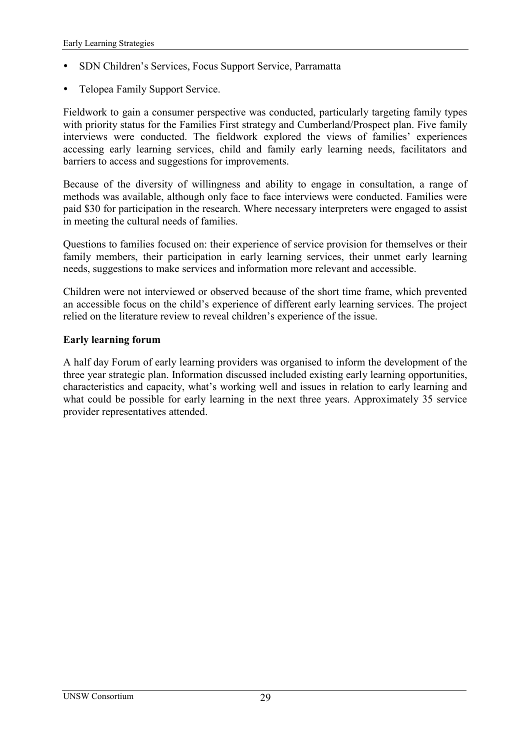- SDN Children's Services, Focus Support Service, Parramatta
- Telopea Family Support Service.

Fieldwork to gain a consumer perspective was conducted, particularly targeting family types with priority status for the Families First strategy and Cumberland/Prospect plan. Five family interviews were conducted. The fieldwork explored the views of families' experiences accessing early learning services, child and family early learning needs, facilitators and barriers to access and suggestions for improvements.

Because of the diversity of willingness and ability to engage in consultation, a range of methods was available, although only face to face interviews were conducted. Families were paid $30 for participation in the research. Where necessary interpreters were engaged to assist in meeting the cultural needs of families.

Questions to families focused on: their experience of service provision for themselves or their family members, their participation in early learning services, their unmet early learning needs, suggestions to make services and information more relevant and accessible.

Children were not interviewed or observed because of the short time frame, which prevented an accessible focus on the child's experience of different early learning services. The project relied on the literature review to reveal children's experience of the issue.

**Early learning forum**

A half day Forum of early learning providers was organised to inform the development of the three year strategic plan. Information discussed included existing early learning opportunities, characteristics and capacity, what's working well and issues in relation to early learning and what could be possible for early learning in the next three years. Approximately 35 service provider representatives attended.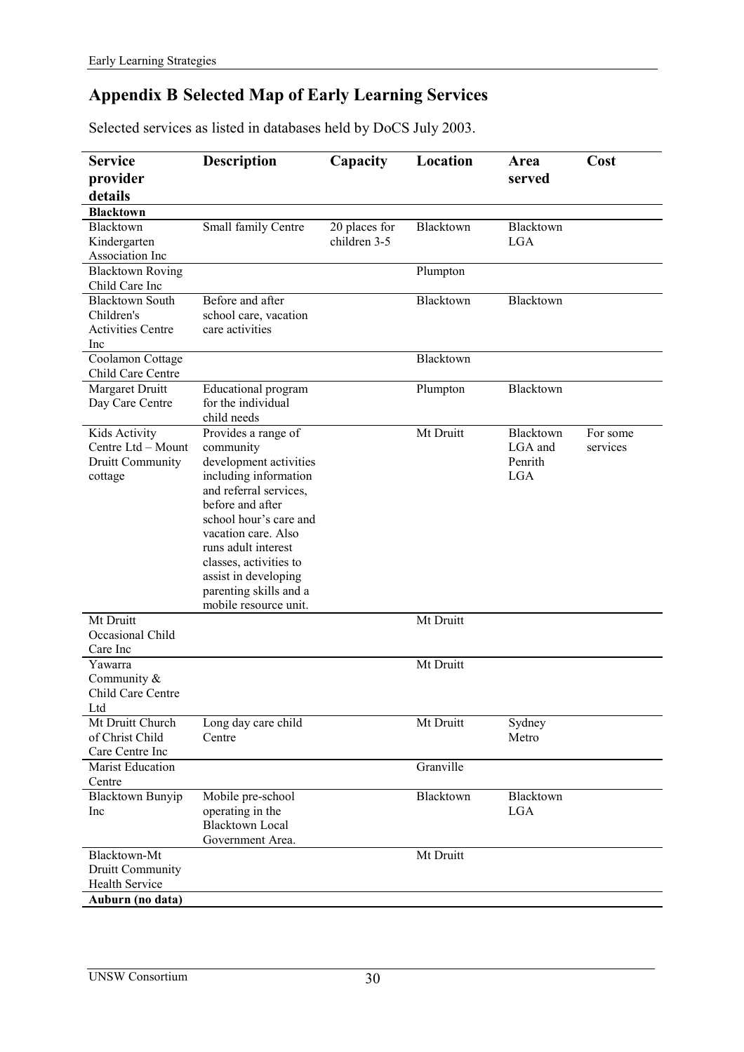## Appendix B Selected Map of Early Learning Services

Selected services as listed in databases held by DoCS July 2003.

| Service provider details | Description | Capacity | Location | Area served | Cost |
|---|---|---|---|---|---|
| **Blacktown** | | | | | |
| Blacktown Kindergarten Association Inc | Small family Centre | 20 places for children 3-5 | Blacktown | Blacktown LGA | |
| Blacktown Roving Child Care Inc | | | Plumpton | | |
| Blacktown South Children's Activities Centre Inc | Before and after school care, vacation care activities | | Blacktown | Blacktown | |
| Coolamon Cottage Child Care Centre | | | Blacktown | | |
| Margaret Druitt Day Care Centre | Educational program for the individual child needs | | Plumpton | Blacktown | |
| Kids Activity Centre Ltd – Mount Druitt Community cottage | Provides a range of community development activities including information and referral services, before and after school hour's care and vacation care. Also runs adult interest classes, activities to assist in developing parenting skills and a mobile resource unit. | | Mt Druitt | Blacktown LGA and Penrith LGA | For some services |
| Mt Druitt Occasional Child Care Inc | | | Mt Druitt | | |
| Yawarra Community & Child Care Centre Ltd | | | Mt Druitt | | |
| Mt Druitt Church of Christ Child Care Centre Inc | Long day care child Centre | | Mt Druitt | Sydney Metro | |
| Marist Education Centre | | | Granville | | |
| Blacktown Bunyip Inc | Mobile pre-school operating in the Blacktown Local Government Area. | | Blacktown | Blacktown LGA | |
| Blacktown-Mt Druitt Community Health Service | | | Mt Druitt | | |
| **Auburn (no data)** | | | | | |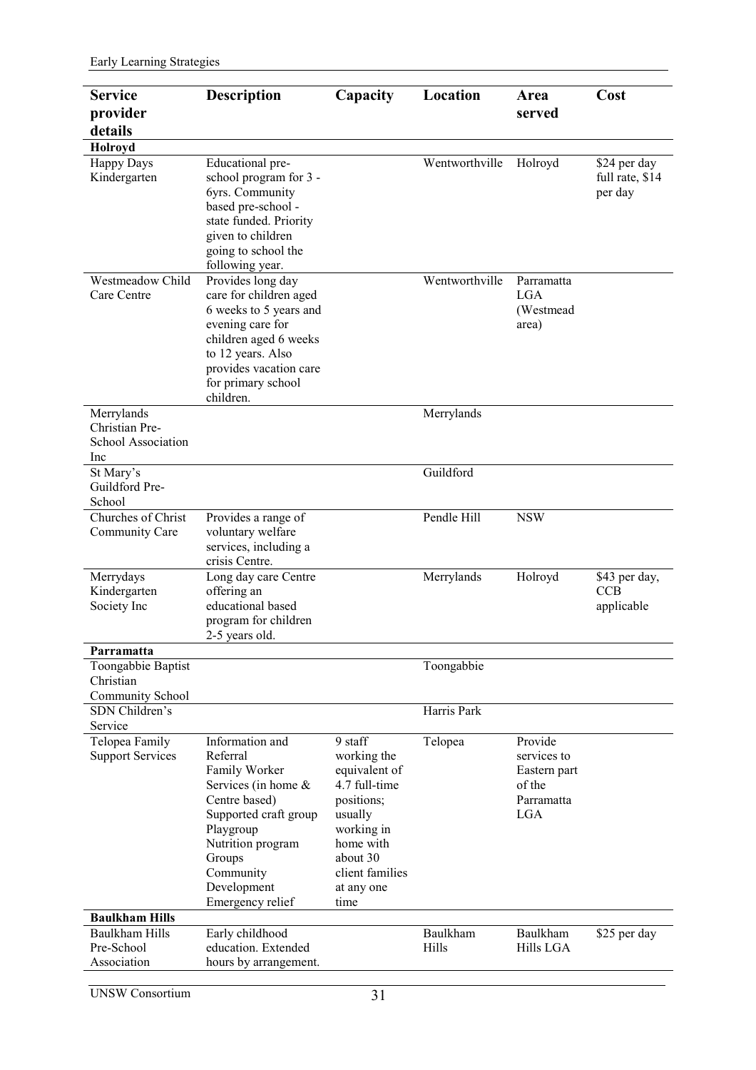| Service provider details | Description | Capacity | Location | Area served | Cost |
|---|---|---|---|---|---|
| **Holroyd** | | | | | |
| Happy Days Kindergarten | Educational pre-school program for 3 - 6yrs. Community based pre-school - state funded. Priority given to children going to school the following year. | | Wentworthville | Holroyd | $24 per day full rate, $14 per day |
| Westmeadow Child Care Centre | Provides long day care for children aged 6 weeks to 5 years and evening care for children aged 6 weeks to 12 years. Also provides vacation care for primary school children. | | Wentworthville | Parramatta LGA (Westmead area) | |
| Merrylands Christian Pre-School Association Inc | | | Merrylands | | |
| St Mary's Guildford Pre-School | | | Guildford | | |
| Churches of Christ Community Care | Provides a range of voluntary welfare services, including a crisis Centre. | | Pendle Hill | NSW | |
| Merrydays Kindergarten Society Inc | Long day care Centre offering an educational based program for children 2-5 years old. | | Merrylands | Holroyd | $43 per day, CCB applicable |
| **Parramatta** | | | | | |
| Toongabbie Baptist Christian Community School | | | Toongabbie | | |
| SDN Children's Service | | | Harris Park | | |
| Telopea Family Support Services | Information and Referral<br>Family Worker Services (in home & Centre based)<br>Supported craft group<br>Playgroup<br>Nutrition program<br>Groups<br>Community Development<br>Emergency relief | 9 staff working the equivalent of 4.7 full-time positions; usually working in home with about 30 client families at any one time | Telopea | Provide services to Eastern part of the Parramatta LGA | |
| **Baulkham Hills** | | | | | |
| Baulkham Hills Pre-School Association | Early childhood education. Extended hours by arrangement. | | Baulkham Hills | Baulkham Hills LGA | $25 per day |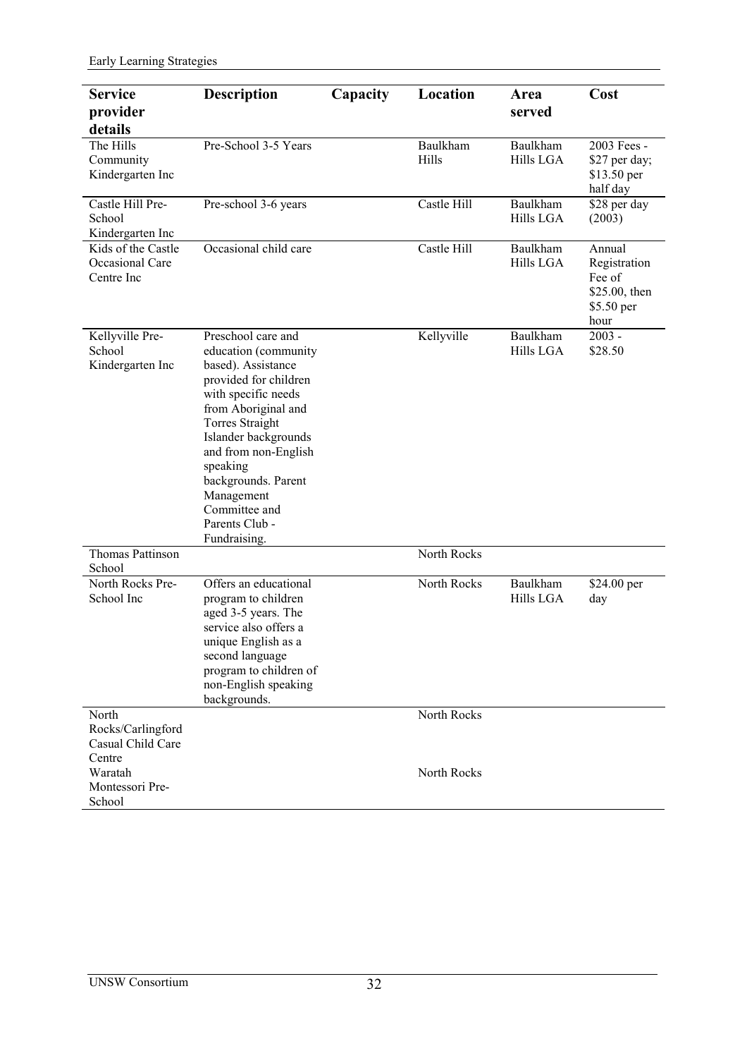| Service provider details | Description | Capacity | Location | Area served | Cost |
|---|---|---|---|---|---|
| The Hills Community Kindergarten Inc | Pre-School 3-5 Years | | Baulkham Hills | Baulkham Hills LGA | 2003 Fees - $27 per day; $13.50 per half day |
| Castle Hill Pre-School Kindergarten Inc | Pre-school 3-6 years | | Castle Hill | Baulkham Hills LGA | $28 per day (2003) |
| Kids of the Castle Occasional Care Centre Inc | Occasional child care | | Castle Hill | Baulkham Hills LGA | Annual Registration Fee of $25.00, then $5.50 per hour |
| Kellyville Pre-School Kindergarten Inc | Preschool care and education (community based). Assistance provided for children with specific needs from Aboriginal and Torres Straight Islander backgrounds and from non-English speaking backgrounds. Parent Management Committee and Parents Club - Fundraising. | | Kellyville | Baulkham Hills LGA | 2003 - $28.50 |
| Thomas Pattinson School | | | North Rocks | | |
| North Rocks Pre-School Inc | Offers an educational program to children aged 3-5 years. The service also offers a unique English as a second language program to children of non-English speaking backgrounds. | | North Rocks | Baulkham Hills LGA | $24.00 per day |
| North Rocks/Carlingford Casual Child Care Centre | | | North Rocks | | |
| Waratah Montessori Pre-School | | | North Rocks | | |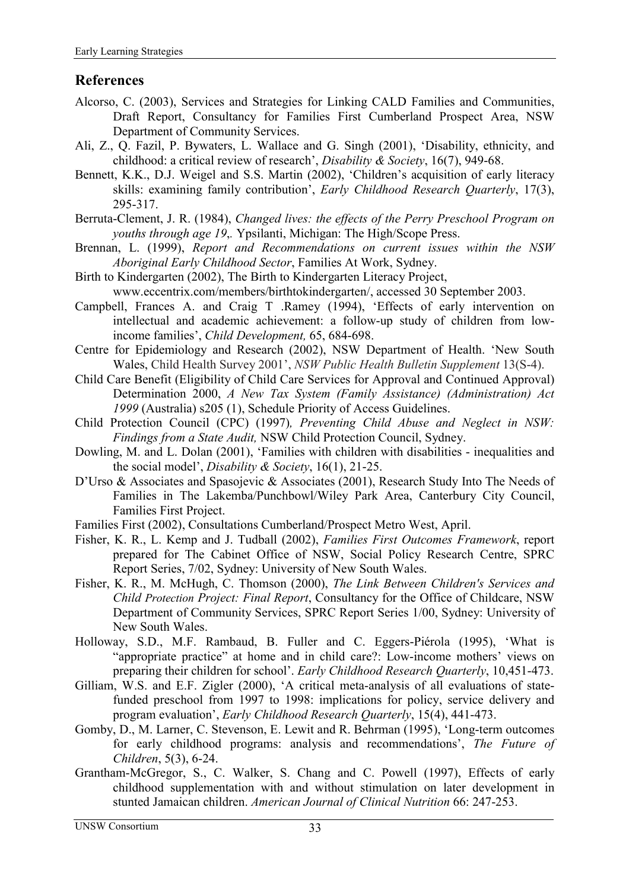## References

Alcorso, C. (2003), Services and Strategies for Linking CALD Families and Communities, Draft Report, Consultancy for Families First Cumberland Prospect Area, NSW Department of Community Services.

Ali, Z., Q. Fazil, P. Bywaters, L. Wallace and G. Singh (2001), 'Disability, ethnicity, and childhood: a critical review of research', *Disability & Society*, 16(7), 949-68.

Bennett, K.K., D.J. Weigel and S.S. Martin (2002), 'Children's acquisition of early literacy skills: examining family contribution', *Early Childhood Research Quarterly*, 17(3), 295-317.

Berruta-Clement, J. R. (1984), *Changed lives: the effects of the Perry Preschool Program on youths through age 19*,. Ypsilanti, Michigan: The High/Scope Press.

Brennan, L. (1999), *Report and Recommendations on current issues within the NSW Aboriginal Early Childhood Sector*, Families At Work, Sydney.

Birth to Kindergarten (2002), The Birth to Kindergarten Literacy Project, www.eccentrix.com/members/birthtokindergarten/, accessed 30 September 2003.

Campbell, Frances A. and Craig T .Ramey (1994), 'Effects of early intervention on intellectual and academic achievement: a follow-up study of children from low-income families', *Child Development,* 65, 684-698.

Centre for Epidemiology and Research (2002), NSW Department of Health. 'New South Wales, Child Health Survey 2001', *NSW Public Health Bulletin Supplement* 13(S-4).

Child Care Benefit (Eligibility of Child Care Services for Approval and Continued Approval) Determination 2000, *A New Tax System (Family Assistance) (Administration) Act 1999* (Australia) s205 (1), Schedule Priority of Access Guidelines.

Child Protection Council (CPC) (1997)*, Preventing Child Abuse and Neglect in NSW: Findings from a State Audit,* NSW Child Protection Council, Sydney.

Dowling, M. and L. Dolan (2001), 'Families with children with disabilities - inequalities and the social model', *Disability & Society*, 16(1), 21-25.

D'Urso & Associates and Spasojevic & Associates (2001), Research Study Into The Needs of Families in The Lakemba/Punchbowl/Wiley Park Area, Canterbury City Council, Families First Project.

Families First (2002), Consultations Cumberland/Prospect Metro West, April.

Fisher, K. R., L. Kemp and J. Tudball (2002), *Families First Outcomes Framework*, report prepared for The Cabinet Office of NSW, Social Policy Research Centre, SPRC Report Series, 7/02, Sydney: University of New South Wales.

Fisher, K. R., M. McHugh, C. Thomson (2000), *The Link Between Children's Services and Child Protection Project: Final Report*, Consultancy for the Office of Childcare, NSW Department of Community Services, SPRC Report Series 1/00, Sydney: University of New South Wales.

Holloway, S.D., M.F. Rambaud, B. Fuller and C. Eggers-Piérola (1995), 'What is "appropriate practice" at home and in child care?: Low-income mothers' views on preparing their children for school'. *Early Childhood Research Quarterly*, 10,451-473.

Gilliam, W.S. and E.F. Zigler (2000), 'A critical meta-analysis of all evaluations of state-funded preschool from 1997 to 1998: implications for policy, service delivery and program evaluation', *Early Childhood Research Quarterly*, 15(4), 441-473.

Gomby, D., M. Larner, C. Stevenson, E. Lewit and R. Behrman (1995), 'Long-term outcomes for early childhood programs: analysis and recommendations', *The Future of Children*, 5(3), 6-24.

Grantham-McGregor, S., C. Walker, S. Chang and C. Powell (1997), Effects of early childhood supplementation with and without stimulation on later development in stunted Jamaican children. *American Journal of Clinical Nutrition* 66: 247-253.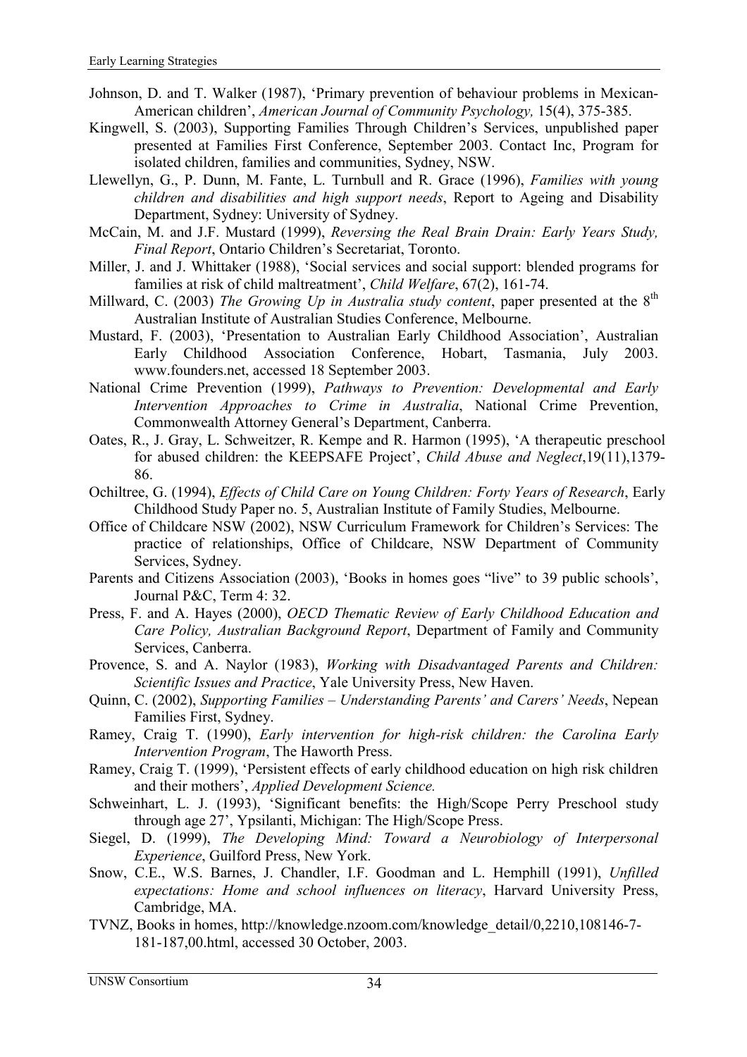Johnson, D. and T. Walker (1987), 'Primary prevention of behaviour problems in Mexican-American children', *American Journal of Community Psychology,* 15(4), 375-385.

Kingwell, S. (2003), Supporting Families Through Children's Services, unpublished paper presented at Families First Conference, September 2003. Contact Inc, Program for isolated children, families and communities, Sydney, NSW.

Llewellyn, G., P. Dunn, M. Fante, L. Turnbull and R. Grace (1996), *Families with young children and disabilities and high support needs*, Report to Ageing and Disability Department, Sydney: University of Sydney.

McCain, M. and J.F. Mustard (1999), *Reversing the Real Brain Drain: Early Years Study, Final Report*, Ontario Children's Secretariat, Toronto.

Miller, J. and J. Whittaker (1988), 'Social services and social support: blended programs for families at risk of child maltreatment', *Child Welfare*, 67(2), 161-74.

Millward, C. (2003) *The Growing Up in Australia study content*, paper presented at the 8th Australian Institute of Australian Studies Conference, Melbourne.

Mustard, F. (2003), 'Presentation to Australian Early Childhood Association', Australian Early Childhood Association Conference, Hobart, Tasmania, July 2003. www.founders.net, accessed 18 September 2003.

National Crime Prevention (1999), *Pathways to Prevention: Developmental and Early Intervention Approaches to Crime in Australia*, National Crime Prevention, Commonwealth Attorney General's Department, Canberra.

Oates, R., J. Gray, L. Schweitzer, R. Kempe and R. Harmon (1995), 'A therapeutic preschool for abused children: the KEEPSAFE Project', *Child Abuse and Neglect*,19(11),1379-86.

Ochiltree, G. (1994), *Effects of Child Care on Young Children: Forty Years of Research*, Early Childhood Study Paper no. 5, Australian Institute of Family Studies, Melbourne.

Office of Childcare NSW (2002), NSW Curriculum Framework for Children's Services: The practice of relationships, Office of Childcare, NSW Department of Community Services, Sydney.

Parents and Citizens Association (2003), 'Books in homes goes "live" to 39 public schools', Journal P&C, Term 4: 32.

Press, F. and A. Hayes (2000), *OECD Thematic Review of Early Childhood Education and Care Policy, Australian Background Report*, Department of Family and Community Services, Canberra.

Provence, S. and A. Naylor (1983), *Working with Disadvantaged Parents and Children: Scientific Issues and Practice*, Yale University Press, New Haven.

Quinn, C. (2002), *Supporting Families – Understanding Parents' and Carers' Needs*, Nepean Families First, Sydney.

Ramey, Craig T. (1990), *Early intervention for high-risk children: the Carolina Early Intervention Program*, The Haworth Press.

Ramey, Craig T. (1999), 'Persistent effects of early childhood education on high risk children and their mothers', *Applied Development Science.*

Schweinhart, L. J. (1993), 'Significant benefits: the High/Scope Perry Preschool study through age 27', Ypsilanti, Michigan: The High/Scope Press.

Siegel, D. (1999), *The Developing Mind: Toward a Neurobiology of Interpersonal Experience*, Guilford Press, New York.

Snow, C.E., W.S. Barnes, J. Chandler, I.F. Goodman and L. Hemphill (1991), *Unfilled expectations: Home and school influences on literacy*, Harvard University Press, Cambridge, MA.

TVNZ, Books in homes, http://knowledge.nzoom.com/knowledge_detail/0,2210,108146-7-181-187,00.html, accessed 30 October, 2003.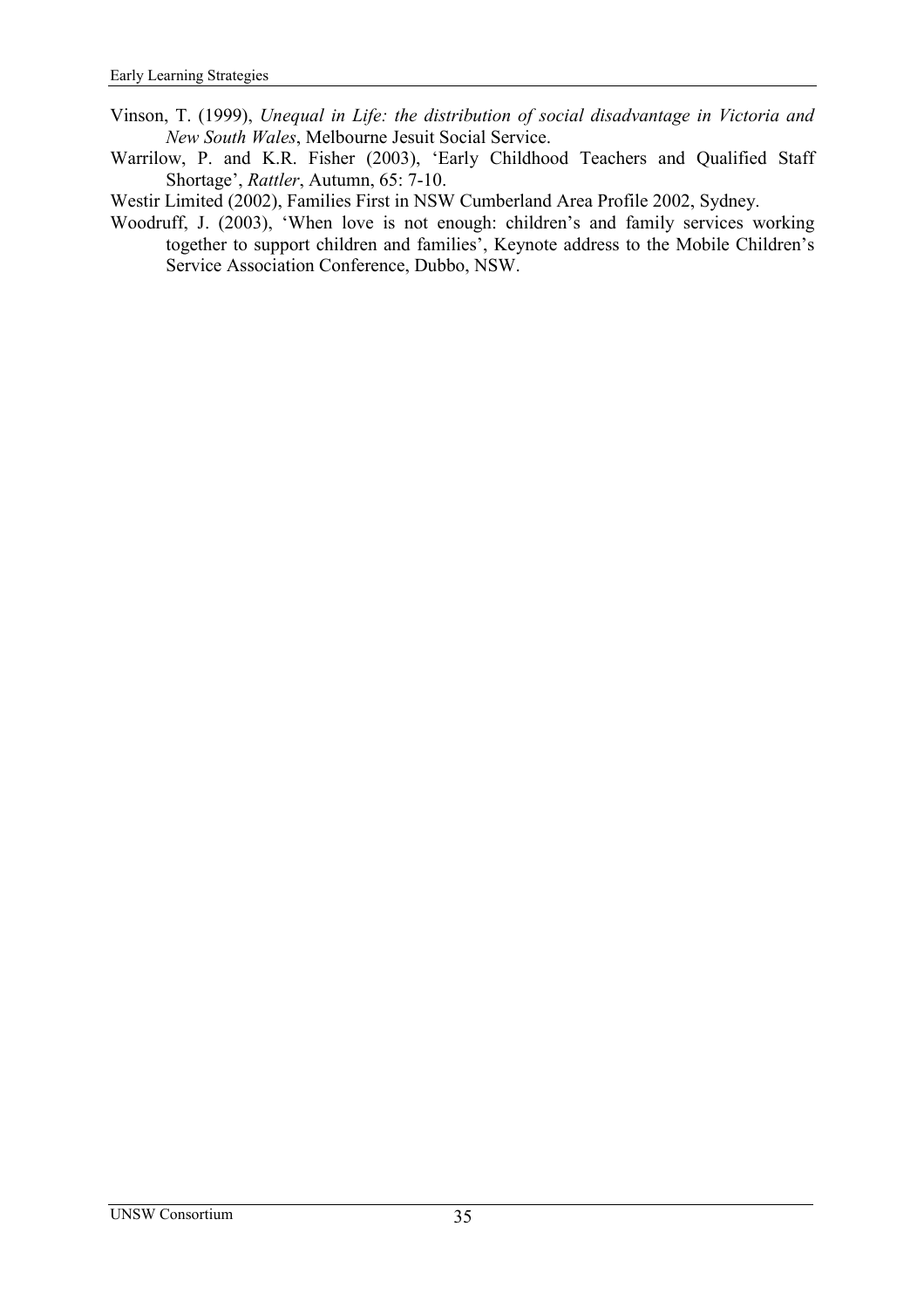Vinson, T. (1999), *Unequal in Life: the distribution of social disadvantage in Victoria and New South Wales*, Melbourne Jesuit Social Service.

Warrilow, P. and K.R. Fisher (2003), 'Early Childhood Teachers and Qualified Staff Shortage', *Rattler*, Autumn, 65: 7-10.

Westir Limited (2002), Families First in NSW Cumberland Area Profile 2002, Sydney.

Woodruff, J. (2003), 'When love is not enough: children's and family services working together to support children and families', Keynote address to the Mobile Children's Service Association Conference, Dubbo, NSW.